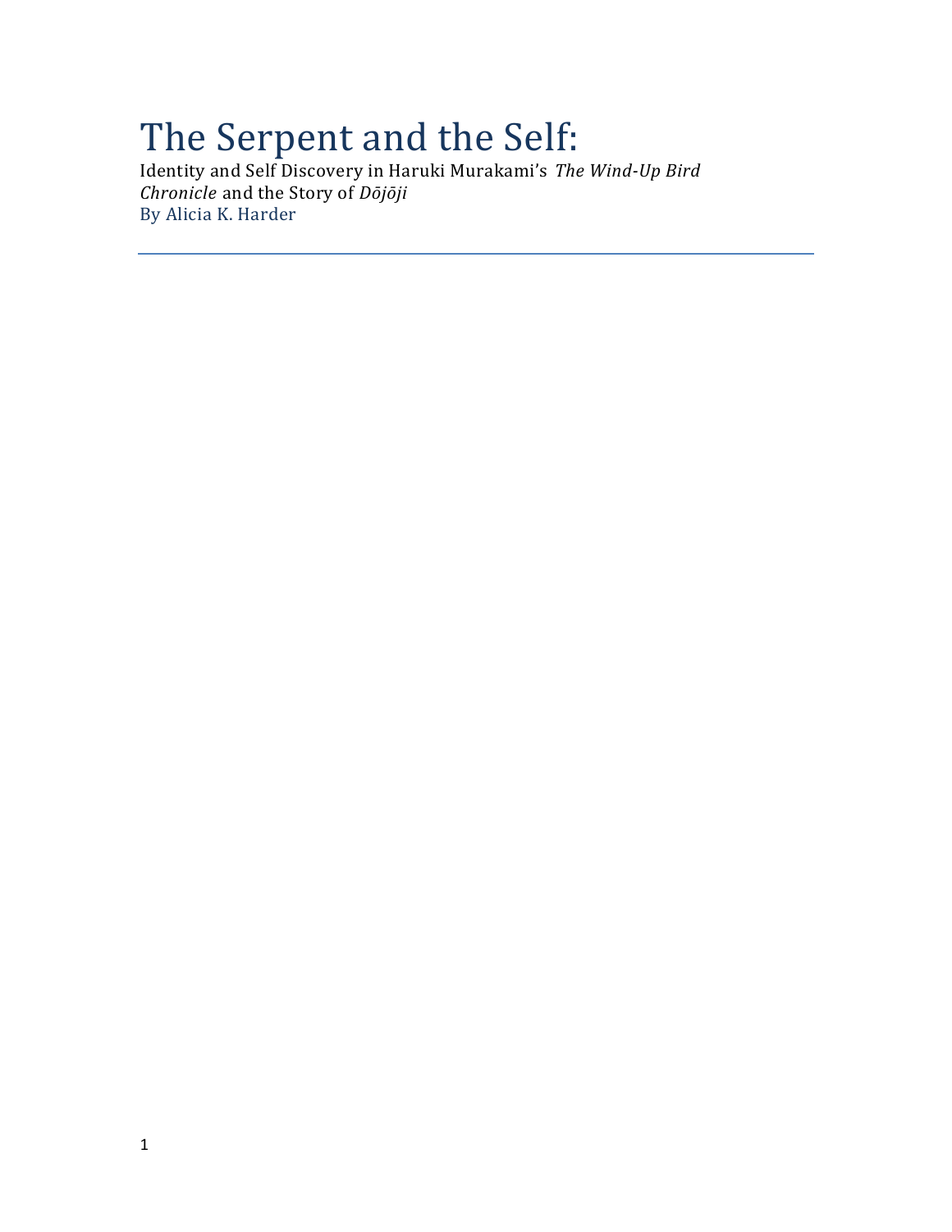# The Serpent and the Self:

Identity and Self Discovery in Haruki Murakami's *The Wind-Up Bird Chronicle* and the Story of *Dōjōji*

By Alicia K. Harder

---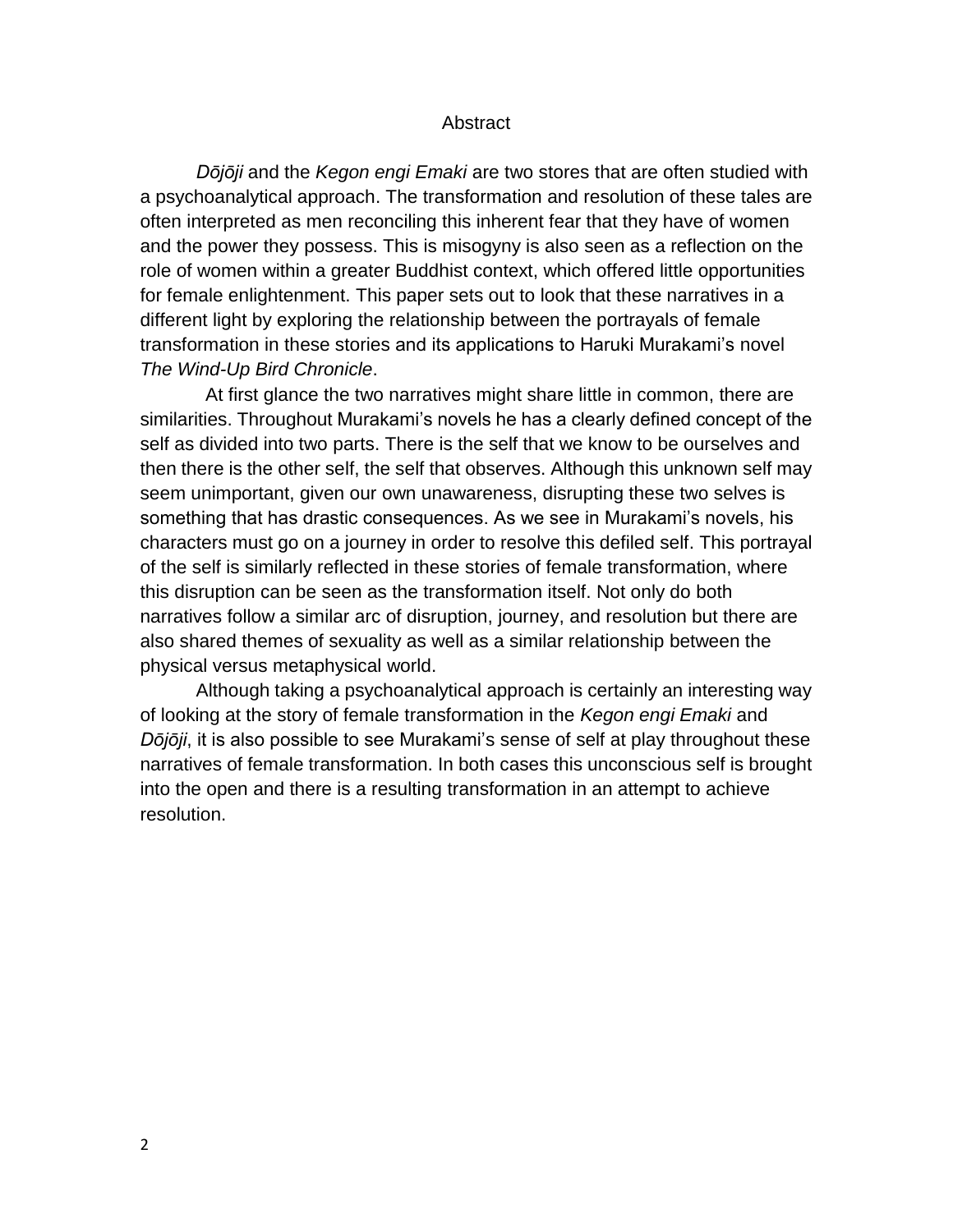# Abstract

*Dōjōji* and the *Kegon engi Emaki* are two stores that are often studied with a psychoanalytical approach. The transformation and resolution of these tales are often interpreted as men reconciling this inherent fear that they have of women and the power they possess. This is misogyny is also seen as a reflection on the role of women within a greater Buddhist context, which offered little opportunities for female enlightenment. This paper sets out to look that these narratives in a different light by exploring the relationship between the portrayals of female transformation in these stories and its applications to Haruki Murakami's novel *The Wind-Up Bird Chronicle*.

At first glance the two narratives might share little in common, there are similarities. Throughout Murakami's novels he has a clearly defined concept of the self as divided into two parts. There is the self that we know to be ourselves and then there is the other self, the self that observes. Although this unknown self may seem unimportant, given our own unawareness, disrupting these two selves is something that has drastic consequences. As we see in Murakami's novels, his characters must go on a journey in order to resolve this defiled self. This portrayal of the self is similarly reflected in these stories of female transformation, where this disruption can be seen as the transformation itself. Not only do both narratives follow a similar arc of disruption, journey, and resolution but there are also shared themes of sexuality as well as a similar relationship between the physical versus metaphysical world.

Although taking a psychoanalytical approach is certainly an interesting way of looking at the story of female transformation in the *Kegon engi Emaki* and *Dōjōji*, it is also possible to see Murakami's sense of self at play throughout these narratives of female transformation. In both cases this unconscious self is brought into the open and there is a resulting transformation in an attempt to achieve resolution.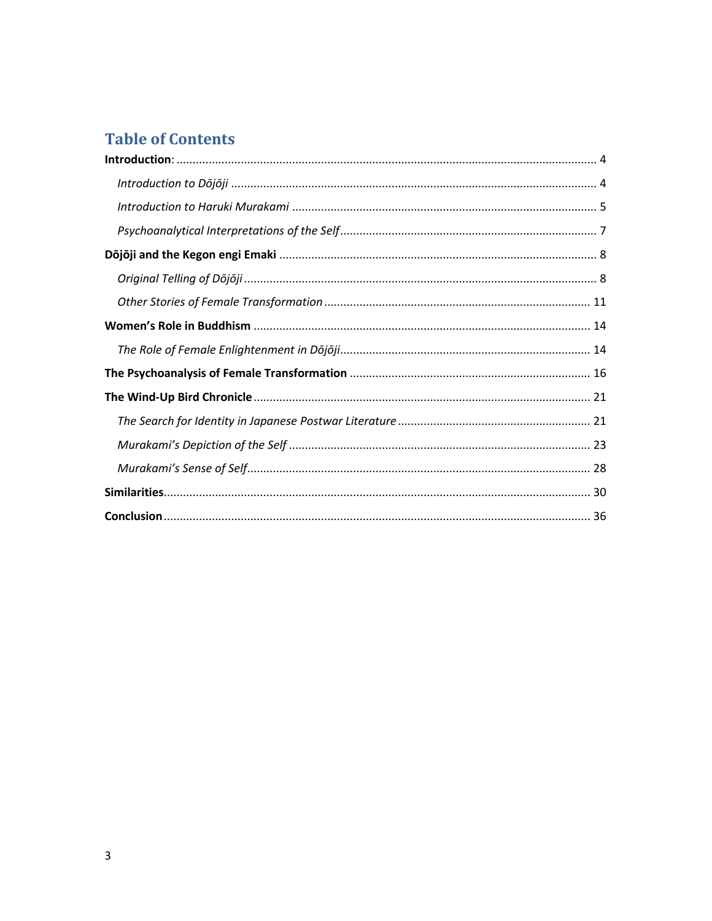# Table of Contents

**Introduction**: ........ 4

*Introduction to Dōjōji* ........ 4

*Introduction to Haruki Murakami* ........ 5

*Psychoanalytical Interpretations of the Self* ........ 7

**Dōjōji and the Kegon engi Emaki** ........ 8

*Original Telling of Dōjōji* ........ 8

*Other Stories of Female Transformation* ........ 11

**Women's Role in Buddhism** ........ 14

*The Role of Female Enlightenment in Dōjōji* ........ 14

**The Psychoanalysis of Female Transformation** ........ 16

**The Wind-Up Bird Chronicle** ........ 21

*The Search for Identity in Japanese Postwar Literature* ........ 21

*Murakami's Depiction of the Self* ........ 23

*Murakami's Sense of Self* ........ 28

**Similarities** ........ 30

**Conclusion** ........ 36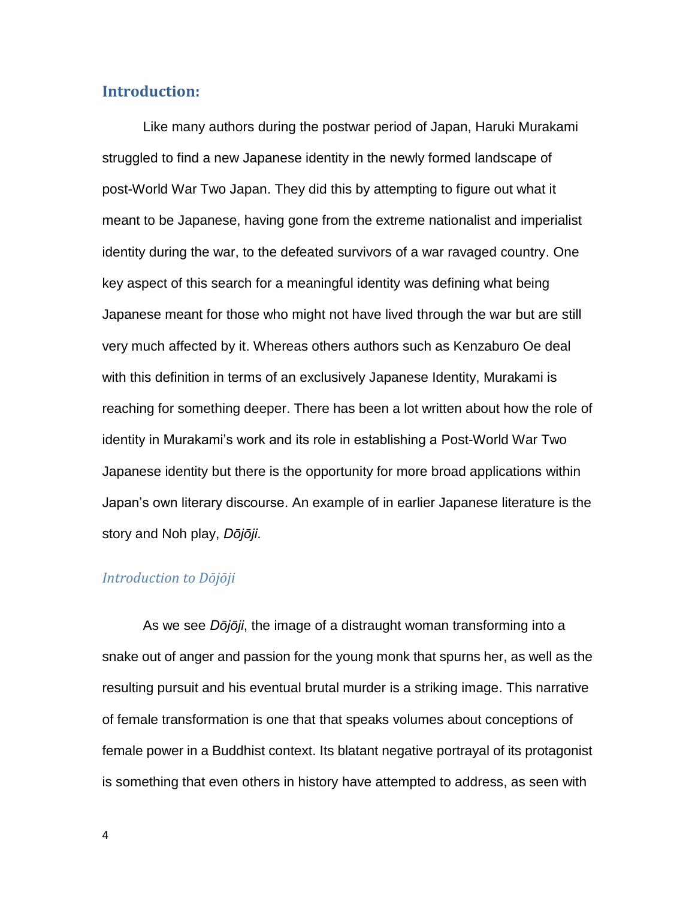## Introduction:

Like many authors during the postwar period of Japan, Haruki Murakami struggled to find a new Japanese identity in the newly formed landscape of post-World War Two Japan. They did this by attempting to figure out what it meant to be Japanese, having gone from the extreme nationalist and imperialist identity during the war, to the defeated survivors of a war ravaged country. One key aspect of this search for a meaningful identity was defining what being Japanese meant for those who might not have lived through the war but are still very much affected by it. Whereas others authors such as Kenzaburo Oe deal with this definition in terms of an exclusively Japanese Identity, Murakami is reaching for something deeper. There has been a lot written about how the role of identity in Murakami's work and its role in establishing a Post-World War Two Japanese identity but there is the opportunity for more broad applications within Japan's own literary discourse. An example of in earlier Japanese literature is the story and Noh play, *Dōjōji*.

### *Introduction to Dōjōji*

As we see *Dōjōji*, the image of a distraught woman transforming into a snake out of anger and passion for the young monk that spurns her, as well as the resulting pursuit and his eventual brutal murder is a striking image. This narrative of female transformation is one that that speaks volumes about conceptions of female power in a Buddhist context. Its blatant negative portrayal of its protagonist is something that even others in history have attempted to address, as seen with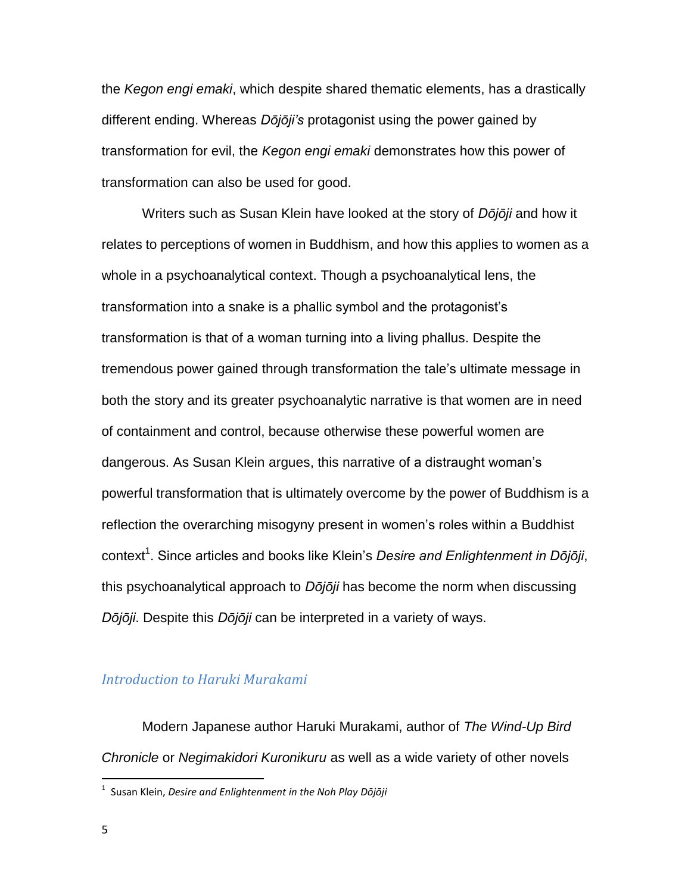the *Kegon engi emaki*, which despite shared thematic elements, has a drastically different ending. Whereas *Dōjōji's* protagonist using the power gained by transformation for evil, the *Kegon engi emaki* demonstrates how this power of transformation can also be used for good.

Writers such as Susan Klein have looked at the story of *Dōjōji* and how it relates to perceptions of women in Buddhism, and how this applies to women as a whole in a psychoanalytical context. Though a psychoanalytical lens, the transformation into a snake is a phallic symbol and the protagonist's transformation is that of a woman turning into a living phallus. Despite the tremendous power gained through transformation the tale's ultimate message in both the story and its greater psychoanalytic narrative is that women are in need of containment and control, because otherwise these powerful women are dangerous. As Susan Klein argues, this narrative of a distraught woman's powerful transformation that is ultimately overcome by the power of Buddhism is a reflection the overarching misogyny present in women's roles within a Buddhist context[1]. Since articles and books like Klein's *Desire and Enlightenment in Dōjōji*, this psychoanalytical approach to *Dōjōji* has become the norm when discussing *Dōjōji*. Despite this *Dōjōji* can be interpreted in a variety of ways.

## *Introduction to Haruki Murakami*

Modern Japanese author Haruki Murakami, author of *The Wind-Up Bird Chronicle* or *Negimakidori Kuronikuru* as well as a wide variety of other novels

---

[1] Susan Klein, *Desire and Enlightenment in the Noh Play Dōjōji*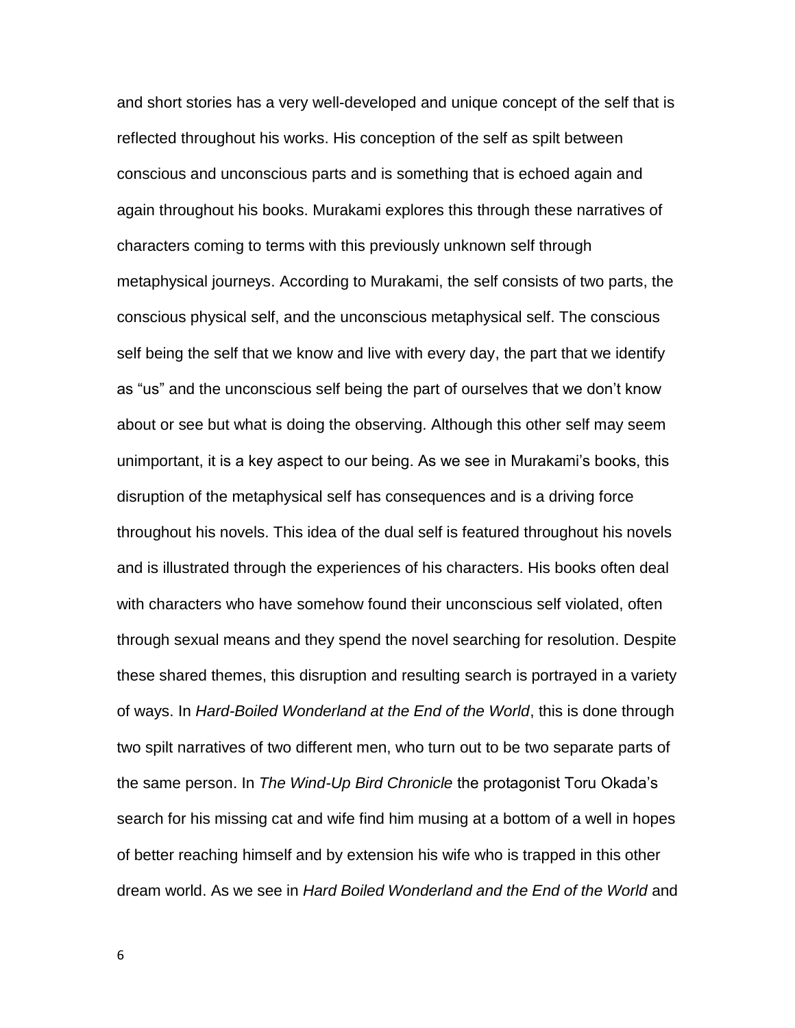and short stories has a very well-developed and unique concept of the self that is reflected throughout his works. His conception of the self as spilt between conscious and unconscious parts and is something that is echoed again and again throughout his books. Murakami explores this through these narratives of characters coming to terms with this previously unknown self through metaphysical journeys. According to Murakami, the self consists of two parts, the conscious physical self, and the unconscious metaphysical self. The conscious self being the self that we know and live with every day, the part that we identify as "us" and the unconscious self being the part of ourselves that we don't know about or see but what is doing the observing. Although this other self may seem unimportant, it is a key aspect to our being. As we see in Murakami's books, this disruption of the metaphysical self has consequences and is a driving force throughout his novels. This idea of the dual self is featured throughout his novels and is illustrated through the experiences of his characters. His books often deal with characters who have somehow found their unconscious self violated, often through sexual means and they spend the novel searching for resolution. Despite these shared themes, this disruption and resulting search is portrayed in a variety of ways. In *Hard-Boiled Wonderland at the End of the World*, this is done through two spilt narratives of two different men, who turn out to be two separate parts of the same person. In *The Wind-Up Bird Chronicle* the protagonist Toru Okada's search for his missing cat and wife find him musing at a bottom of a well in hopes of better reaching himself and by extension his wife who is trapped in this other dream world. As we see in *Hard Boiled Wonderland and the End of the World* and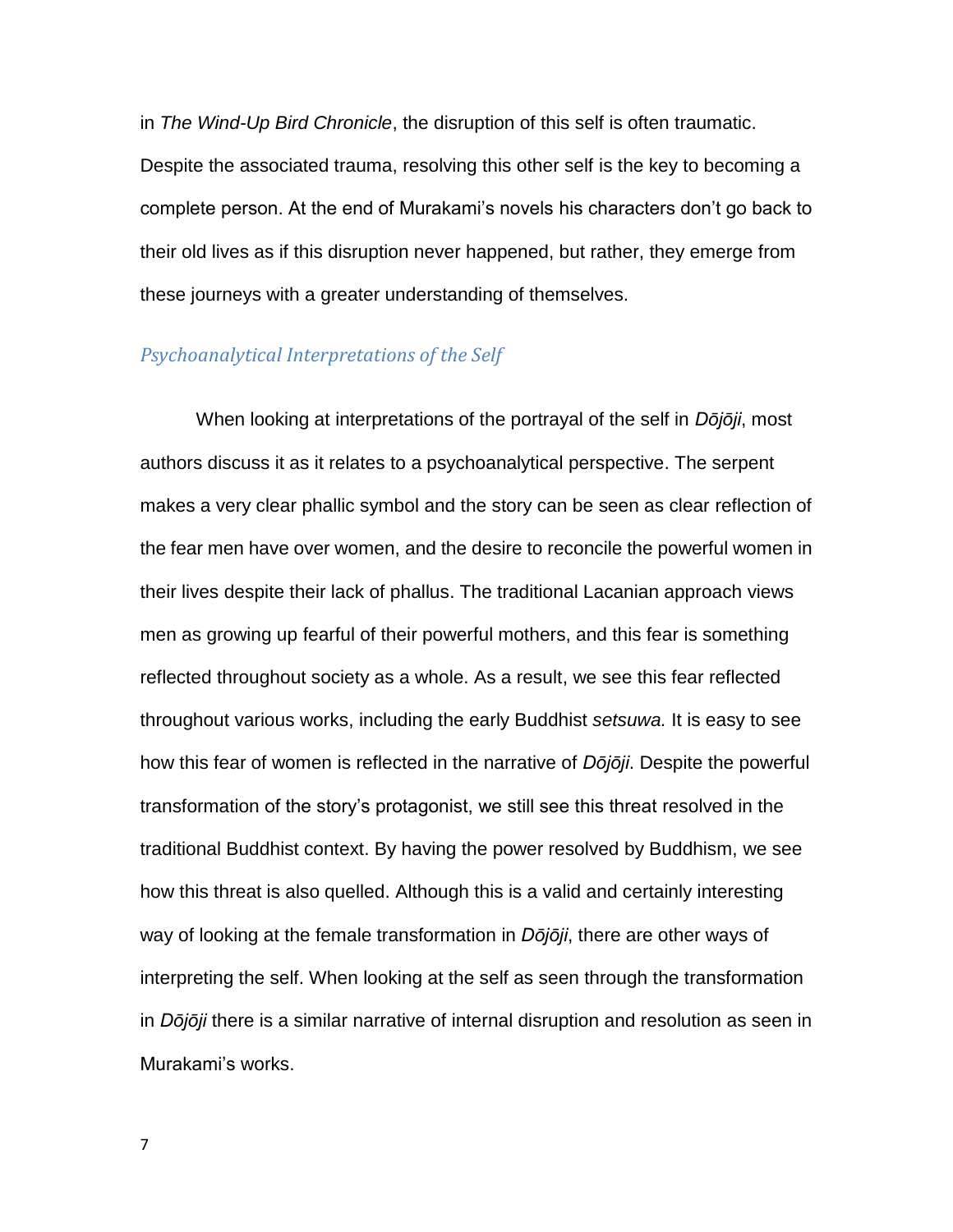in *The Wind-Up Bird Chronicle*, the disruption of this self is often traumatic. Despite the associated trauma, resolving this other self is the key to becoming a complete person. At the end of Murakami's novels his characters don't go back to their old lives as if this disruption never happened, but rather, they emerge from these journeys with a greater understanding of themselves.

### *Psychoanalytical Interpretations of the Self*

When looking at interpretations of the portrayal of the self in *Dōjōji*, most authors discuss it as it relates to a psychoanalytical perspective. The serpent makes a very clear phallic symbol and the story can be seen as clear reflection of the fear men have over women, and the desire to reconcile the powerful women in their lives despite their lack of phallus. The traditional Lacanian approach views men as growing up fearful of their powerful mothers, and this fear is something reflected throughout society as a whole. As a result, we see this fear reflected throughout various works, including the early Buddhist *setsuwa.* It is easy to see how this fear of women is reflected in the narrative of *Dōjōji*. Despite the powerful transformation of the story's protagonist, we still see this threat resolved in the traditional Buddhist context. By having the power resolved by Buddhism, we see how this threat is also quelled. Although this is a valid and certainly interesting way of looking at the female transformation in *Dōjōji*, there are other ways of interpreting the self. When looking at the self as seen through the transformation in *Dōjōji* there is a similar narrative of internal disruption and resolution as seen in Murakami's works.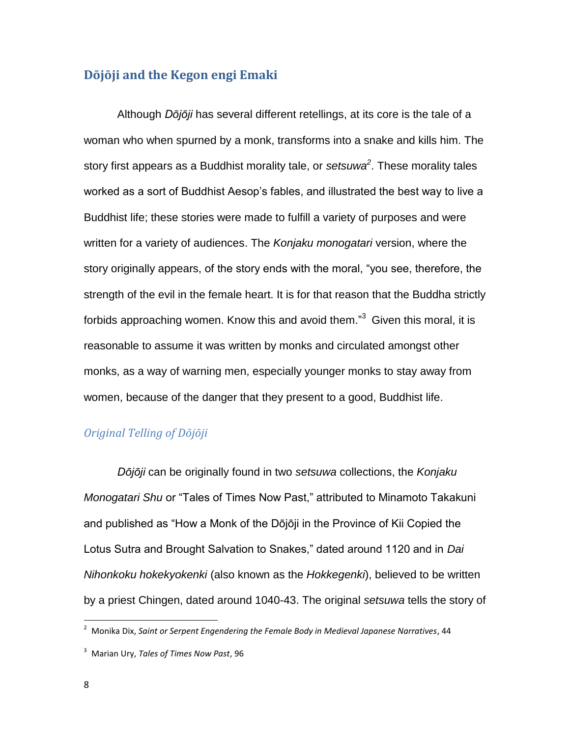## Dōjōji and the Kegon engi Emaki

Although *Dōjōji* has several different retellings, at its core is the tale of a woman who when spurned by a monk, transforms into a snake and kills him. The story first appears as a Buddhist morality tale, or *setsuwa*[2]. These morality tales worked as a sort of Buddhist Aesop's fables, and illustrated the best way to live a Buddhist life; these stories were made to fulfill a variety of purposes and were written for a variety of audiences. The *Konjaku monogatari* version, where the story originally appears, of the story ends with the moral, "you see, therefore, the strength of the evil in the female heart. It is for that reason that the Buddha strictly forbids approaching women. Know this and avoid them."[3] Given this moral, it is reasonable to assume it was written by monks and circulated amongst other monks, as a way of warning men, especially younger monks to stay away from women, because of the danger that they present to a good, Buddhist life.

### *Original Telling of Dōjōji*

*Dōjōji* can be originally found in two *setsuwa* collections, the *Konjaku Monogatari Shu* or "Tales of Times Now Past," attributed to Minamoto Takakuni and published as "How a Monk of the Dōjōji in the Province of Kii Copied the Lotus Sutra and Brought Salvation to Snakes," dated around 1120 and in *Dai Nihonkoku hokekyokenki* (also known as the *Hokkegenki*), believed to be written by a priest Chingen, dated around 1040-43. The original *setsuwa* tells the story of

[2] Monika Dix, *Saint or Serpent Engendering the Female Body in Medieval Japanese Narratives*, 44

[3] Marian Ury, *Tales of Times Now Past*, 96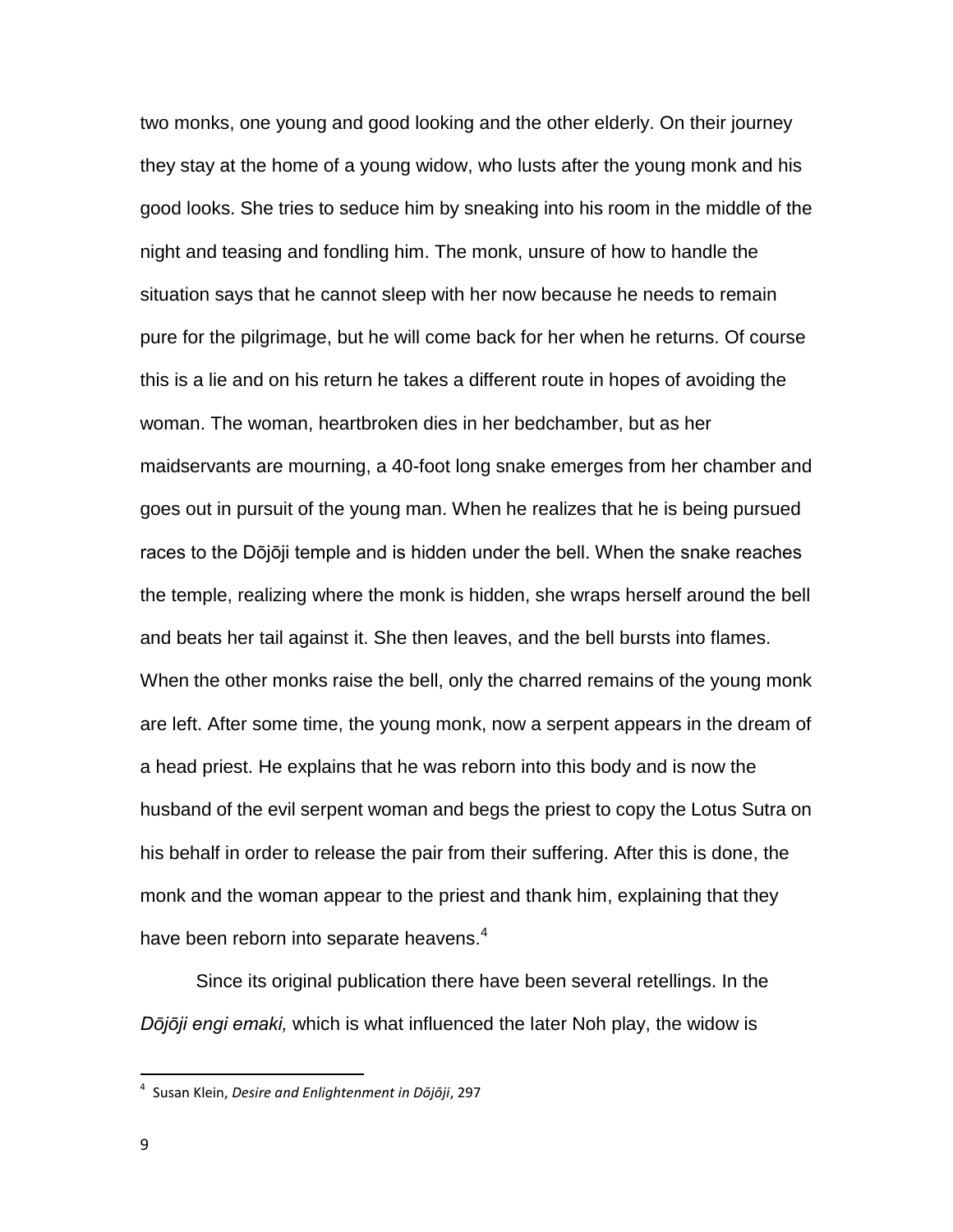two monks, one young and good looking and the other elderly. On their journey they stay at the home of a young widow, who lusts after the young monk and his good looks. She tries to seduce him by sneaking into his room in the middle of the night and teasing and fondling him. The monk, unsure of how to handle the situation says that he cannot sleep with her now because he needs to remain pure for the pilgrimage, but he will come back for her when he returns. Of course this is a lie and on his return he takes a different route in hopes of avoiding the woman. The woman, heartbroken dies in her bedchamber, but as her maidservants are mourning, a 40-foot long snake emerges from her chamber and goes out in pursuit of the young man. When he realizes that he is being pursued races to the Dōjōji temple and is hidden under the bell. When the snake reaches the temple, realizing where the monk is hidden, she wraps herself around the bell and beats her tail against it. She then leaves, and the bell bursts into flames. When the other monks raise the bell, only the charred remains of the young monk are left. After some time, the young monk, now a serpent appears in the dream of a head priest. He explains that he was reborn into this body and is now the husband of the evil serpent woman and begs the priest to copy the Lotus Sutra on his behalf in order to release the pair from their suffering. After this is done, the monk and the woman appear to the priest and thank him, explaining that they have been reborn into separate heavens.[4]

Since its original publication there have been several retellings. In the *Dōjōji engi emaki,* which is what influenced the later Noh play, the widow is

---

[4] Susan Klein, *Desire and Enlightenment in Dōjōji*, 297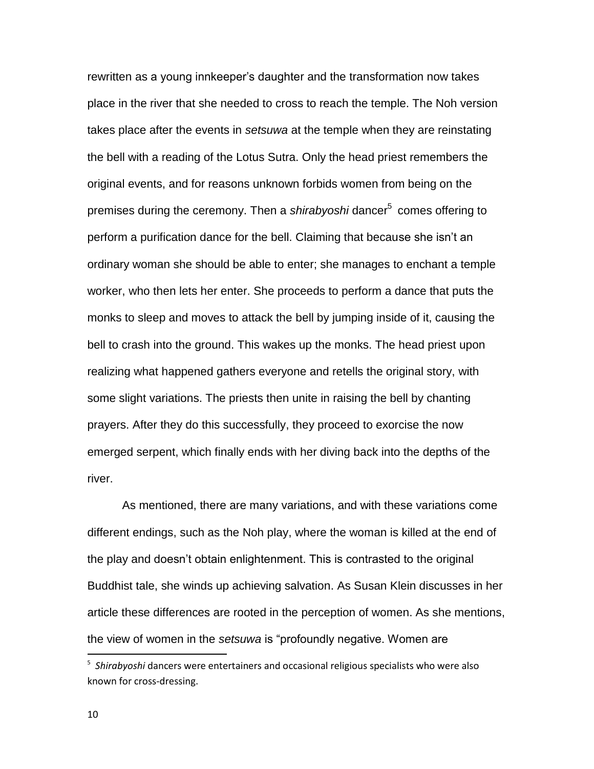rewritten as a young innkeeper's daughter and the transformation now takes place in the river that she needed to cross to reach the temple. The Noh version takes place after the events in *setsuwa* at the temple when they are reinstating the bell with a reading of the Lotus Sutra. Only the head priest remembers the original events, and for reasons unknown forbids women from being on the premises during the ceremony. Then a *shirabyoshi* dancer[5] comes offering to perform a purification dance for the bell. Claiming that because she isn't an ordinary woman she should be able to enter; she manages to enchant a temple worker, who then lets her enter. She proceeds to perform a dance that puts the monks to sleep and moves to attack the bell by jumping inside of it, causing the bell to crash into the ground. This wakes up the monks. The head priest upon realizing what happened gathers everyone and retells the original story, with some slight variations. The priests then unite in raising the bell by chanting prayers. After they do this successfully, they proceed to exorcise the now emerged serpent, which finally ends with her diving back into the depths of the river.

As mentioned, there are many variations, and with these variations come different endings, such as the Noh play, where the woman is killed at the end of the play and doesn't obtain enlightenment. This is contrasted to the original Buddhist tale, she winds up achieving salvation. As Susan Klein discusses in her article these differences are rooted in the perception of women. As she mentions, the view of women in the *setsuwa* is "profoundly negative. Women are

---

[5] *Shirabyoshi* dancers were entertainers and occasional religious specialists who were also known for cross-dressing.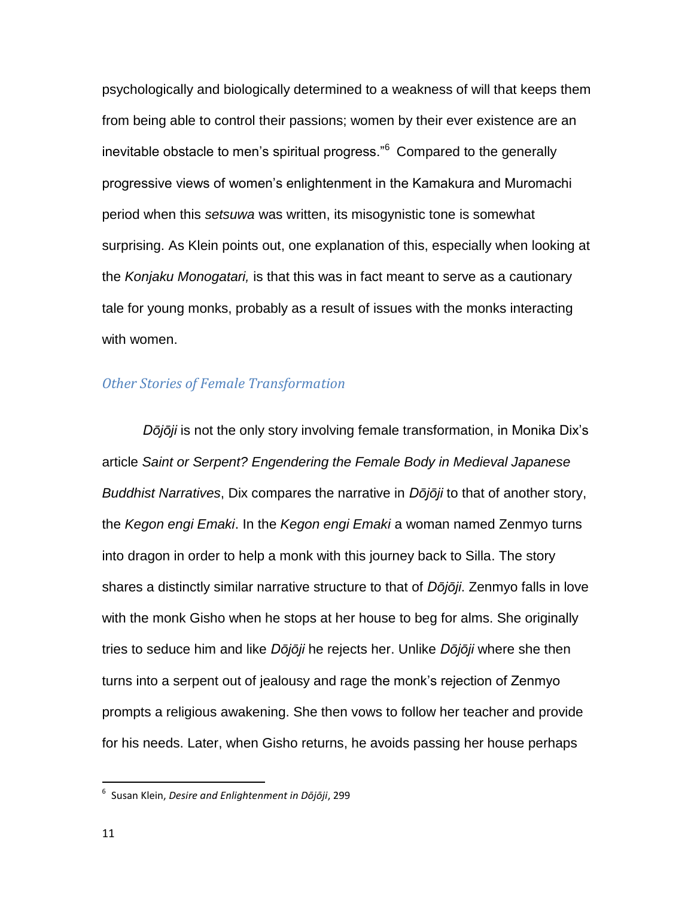psychologically and biologically determined to a weakness of will that keeps them from being able to control their passions; women by their ever existence are an inevitable obstacle to men's spiritual progress."[6] Compared to the generally progressive views of women's enlightenment in the Kamakura and Muromachi period when this *setsuwa* was written, its misogynistic tone is somewhat surprising. As Klein points out, one explanation of this, especially when looking at the *Konjaku Monogatari,* is that this was in fact meant to serve as a cautionary tale for young monks, probably as a result of issues with the monks interacting with women.

## *Other Stories of Female Transformation*

*Dōjōji* is not the only story involving female transformation, in Monika Dix's article *Saint or Serpent? Engendering the Female Body in Medieval Japanese Buddhist Narratives*, Dix compares the narrative in *Dōjōji* to that of another story, the *Kegon engi Emaki*. In the *Kegon engi Emaki* a woman named Zenmyo turns into dragon in order to help a monk with this journey back to Silla. The story shares a distinctly similar narrative structure to that of *Dōjōji*. Zenmyo falls in love with the monk Gisho when he stops at her house to beg for alms. She originally tries to seduce him and like *Dōjōji* he rejects her. Unlike *Dōjōji* where she then turns into a serpent out of jealousy and rage the monk's rejection of Zenmyo prompts a religious awakening. She then vows to follow her teacher and provide for his needs. Later, when Gisho returns, he avoids passing her house perhaps

---

[6] Susan Klein, *Desire and Enlightenment in Dōjōji*, 299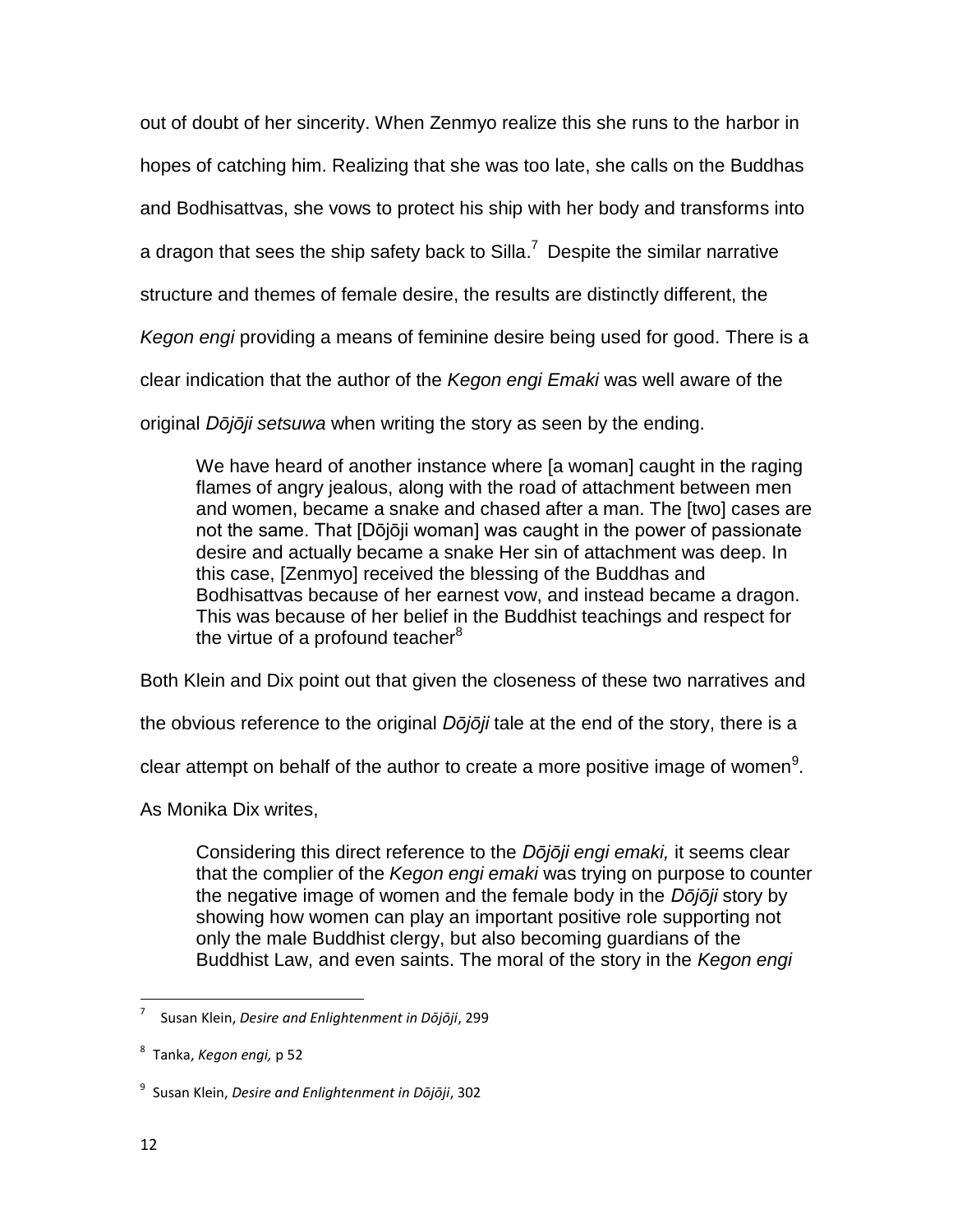out of doubt of her sincerity. When Zenmyo realize this she runs to the harbor in hopes of catching him. Realizing that she was too late, she calls on the Buddhas and Bodhisattvas, she vows to protect his ship with her body and transforms into a dragon that sees the ship safety back to Silla.[7] Despite the similar narrative structure and themes of female desire, the results are distinctly different, the *Kegon engi* providing a means of feminine desire being used for good. There is a clear indication that the author of the *Kegon engi Emaki* was well aware of the original *Dōjōji setsuwa* when writing the story as seen by the ending.

> We have heard of another instance where [a woman] caught in the raging flames of angry jealous, along with the road of attachment between men and women, became a snake and chased after a man. The [two] cases are not the same. That [Dōjōji woman] was caught in the power of passionate desire and actually became a snake Her sin of attachment was deep. In this case, [Zenmyo] received the blessing of the Buddhas and Bodhisattvas because of her earnest vow, and instead became a dragon. This was because of her belief in the Buddhist teachings and respect for the virtue of a profound teacher[8]

Both Klein and Dix point out that given the closeness of these two narratives and the obvious reference to the original *Dōjōji* tale at the end of the story, there is a clear attempt on behalf of the author to create a more positive image of women[9].

As Monika Dix writes,

> Considering this direct reference to the *Dōjōji engi emaki,* it seems clear that the complier of the *Kegon engi emaki* was trying on purpose to counter the negative image of women and the female body in the *Dōjōji* story by showing how women can play an important positive role supporting not only the male Buddhist clergy, but also becoming guardians of the Buddhist Law, and even saints. The moral of the story in the *Kegon engi*

---

[7] Susan Klein, *Desire and Enlightenment in Dōjōji*, 299

[8] Tanka, *Kegon engi,* p 52

[9] Susan Klein, *Desire and Enlightenment in Dōjōji*, 302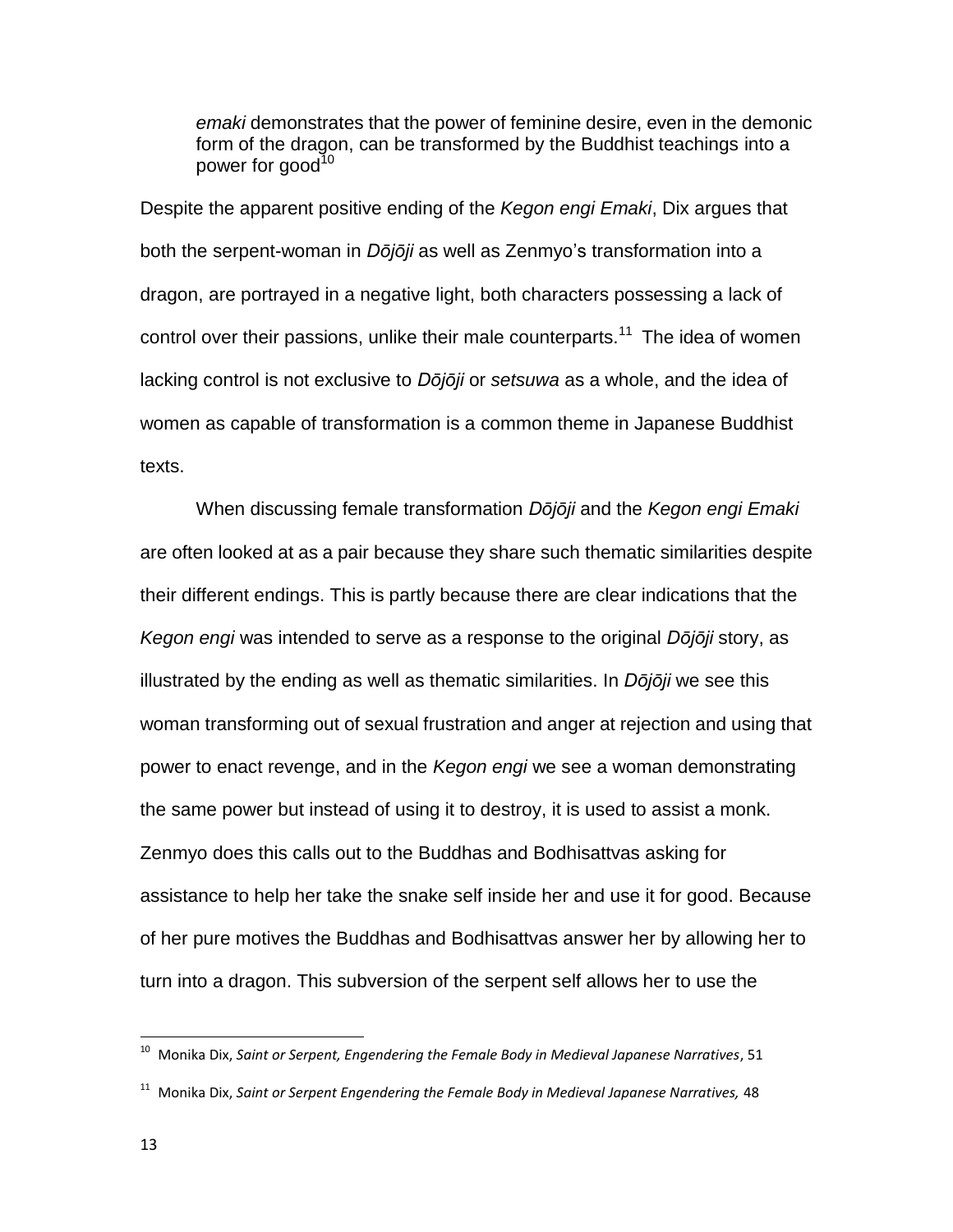> *emaki* demonstrates that the power of feminine desire, even in the demonic form of the dragon, can be transformed by the Buddhist teachings into a power for good[10]

Despite the apparent positive ending of the *Kegon engi Emaki*, Dix argues that both the serpent-woman in *Dōjōji* as well as Zenmyo's transformation into a dragon, are portrayed in a negative light, both characters possessing a lack of control over their passions, unlike their male counterparts.[11] The idea of women lacking control is not exclusive to *Dōjōji* or *setsuwa* as a whole, and the idea of women as capable of transformation is a common theme in Japanese Buddhist texts.

When discussing female transformation *Dōjōji* and the *Kegon engi Emaki* are often looked at as a pair because they share such thematic similarities despite their different endings. This is partly because there are clear indications that the *Kegon engi* was intended to serve as a response to the original *Dōjōji* story, as illustrated by the ending as well as thematic similarities. In *Dōjōji* we see this woman transforming out of sexual frustration and anger at rejection and using that power to enact revenge, and in the *Kegon engi* we see a woman demonstrating the same power but instead of using it to destroy, it is used to assist a monk. Zenmyo does this calls out to the Buddhas and Bodhisattvas asking for assistance to help her take the snake self inside her and use it for good. Because of her pure motives the Buddhas and Bodhisattvas answer her by allowing her to turn into a dragon. This subversion of the serpent self allows her to use the

---

[10] Monika Dix, *Saint or Serpent, Engendering the Female Body in Medieval Japanese Narratives*, 51

[11] Monika Dix, *Saint or Serpent Engendering the Female Body in Medieval Japanese Narratives,* 48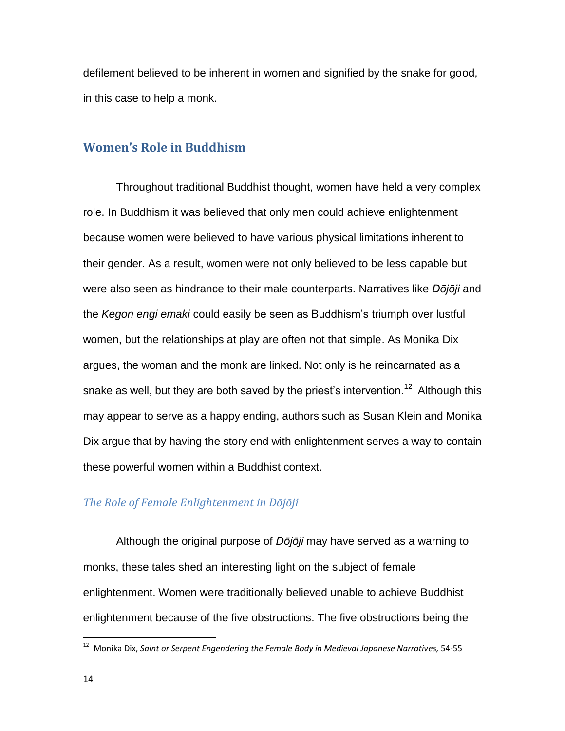defilement believed to be inherent in women and signified by the snake for good, in this case to help a monk.

## Women's Role in Buddhism

Throughout traditional Buddhist thought, women have held a very complex role. In Buddhism it was believed that only men could achieve enlightenment because women were believed to have various physical limitations inherent to their gender. As a result, women were not only believed to be less capable but were also seen as hindrance to their male counterparts. Narratives like *Dōjōji* and the *Kegon engi emaki* could easily be seen as Buddhism's triumph over lustful women, but the relationships at play are often not that simple. As Monika Dix argues, the woman and the monk are linked. Not only is he reincarnated as a snake as well, but they are both saved by the priest's intervention.[12] Although this may appear to serve as a happy ending, authors such as Susan Klein and Monika Dix argue that by having the story end with enlightenment serves a way to contain these powerful women within a Buddhist context.

### *The Role of Female Enlightenment in Dōjōji*

Although the original purpose of *Dōjōji* may have served as a warning to monks, these tales shed an interesting light on the subject of female enlightenment. Women were traditionally believed unable to achieve Buddhist enlightenment because of the five obstructions. The five obstructions being the

[12] Monika Dix, *Saint or Serpent Engendering the Female Body in Medieval Japanese Narratives,* 54-55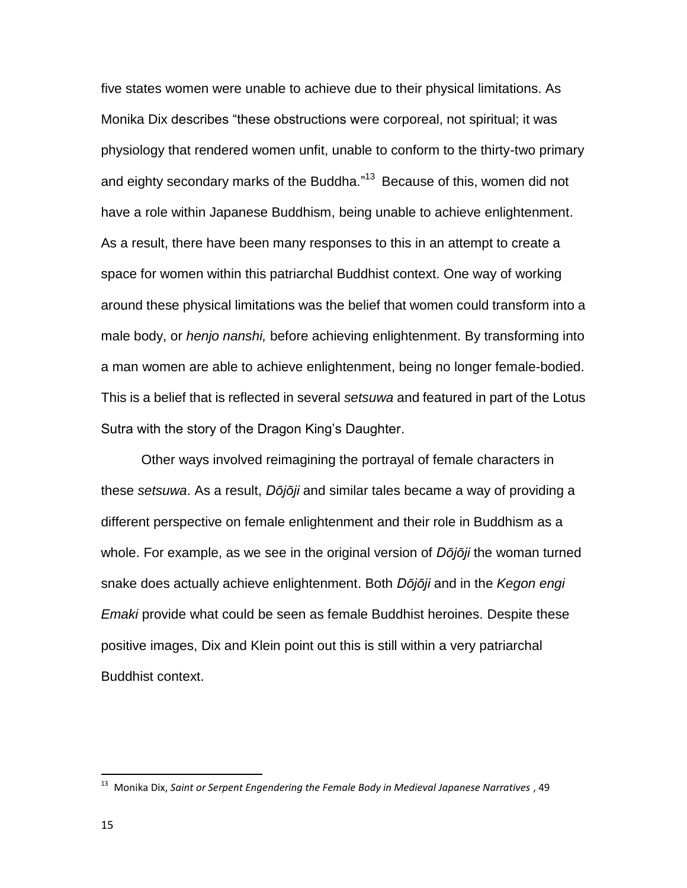five states women were unable to achieve due to their physical limitations. As Monika Dix describes "these obstructions were corporeal, not spiritual; it was physiology that rendered women unfit, unable to conform to the thirty-two primary and eighty secondary marks of the Buddha."[13] Because of this, women did not have a role within Japanese Buddhism, being unable to achieve enlightenment. As a result, there have been many responses to this in an attempt to create a space for women within this patriarchal Buddhist context. One way of working around these physical limitations was the belief that women could transform into a male body, or *henjo nanshi,* before achieving enlightenment. By transforming into a man women are able to achieve enlightenment, being no longer female-bodied. This is a belief that is reflected in several *setsuwa* and featured in part of the Lotus Sutra with the story of the Dragon King's Daughter.

Other ways involved reimagining the portrayal of female characters in these *setsuwa*. As a result, *Dōjōji* and similar tales became a way of providing a different perspective on female enlightenment and their role in Buddhism as a whole. For example, as we see in the original version of *Dōjōji* the woman turned snake does actually achieve enlightenment. Both *Dōjōji* and in the *Kegon engi Emaki* provide what could be seen as female Buddhist heroines. Despite these positive images, Dix and Klein point out this is still within a very patriarchal Buddhist context.

---

[13] Monika Dix, *Saint or Serpent Engendering the Female Body in Medieval Japanese Narratives* , 49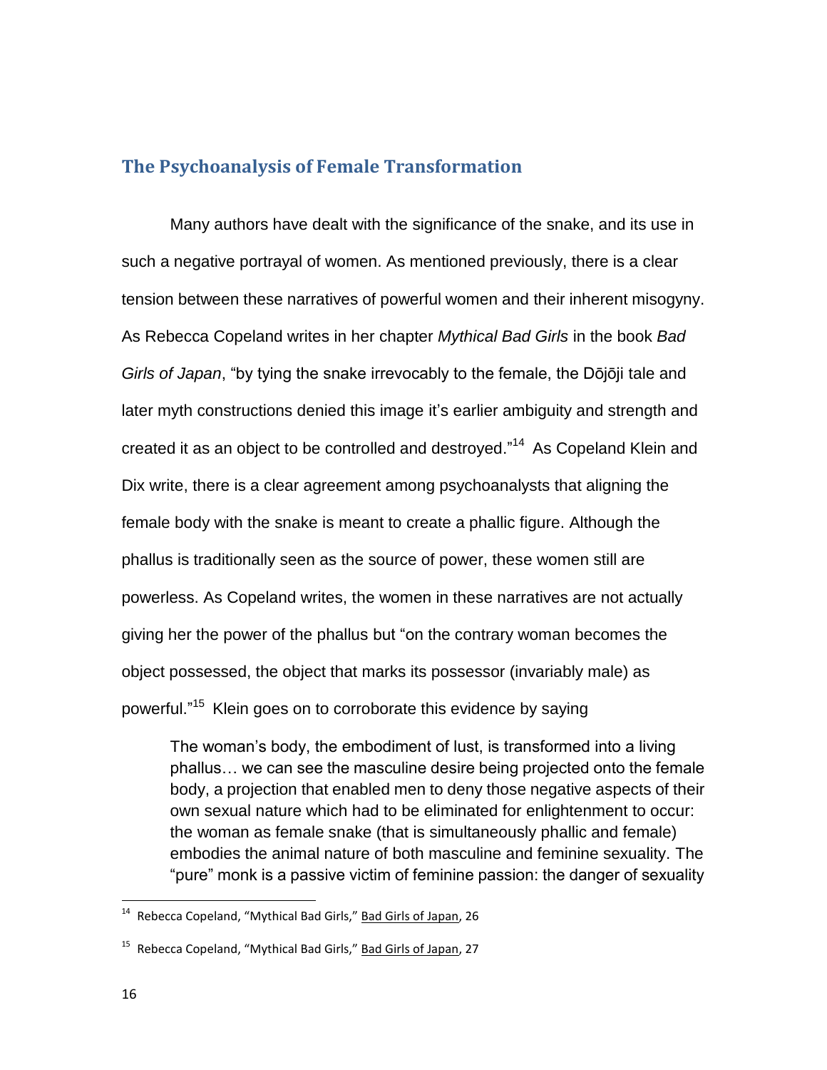## The Psychoanalysis of Female Transformation

Many authors have dealt with the significance of the snake, and its use in such a negative portrayal of women. As mentioned previously, there is a clear tension between these narratives of powerful women and their inherent misogyny. As Rebecca Copeland writes in her chapter *Mythical Bad Girls* in the book *Bad Girls of Japan*, "by tying the snake irrevocably to the female, the Dōjōji tale and later myth constructions denied this image it's earlier ambiguity and strength and created it as an object to be controlled and destroyed."[14] As Copeland Klein and Dix write, there is a clear agreement among psychoanalysts that aligning the female body with the snake is meant to create a phallic figure. Although the phallus is traditionally seen as the source of power, these women still are powerless. As Copeland writes, the women in these narratives are not actually giving her the power of the phallus but "on the contrary woman becomes the object possessed, the object that marks its possessor (invariably male) as powerful."[15] Klein goes on to corroborate this evidence by saying

> The woman's body, the embodiment of lust, is transformed into a living phallus… we can see the masculine desire being projected onto the female body, a projection that enabled men to deny those negative aspects of their own sexual nature which had to be eliminated for enlightenment to occur: the woman as female snake (that is simultaneously phallic and female) embodies the animal nature of both masculine and feminine sexuality. The "pure" monk is a passive victim of feminine passion: the danger of sexuality

[14] Rebecca Copeland, "Mythical Bad Girls," Bad Girls of Japan, 26

[15] Rebecca Copeland, "Mythical Bad Girls," Bad Girls of Japan, 27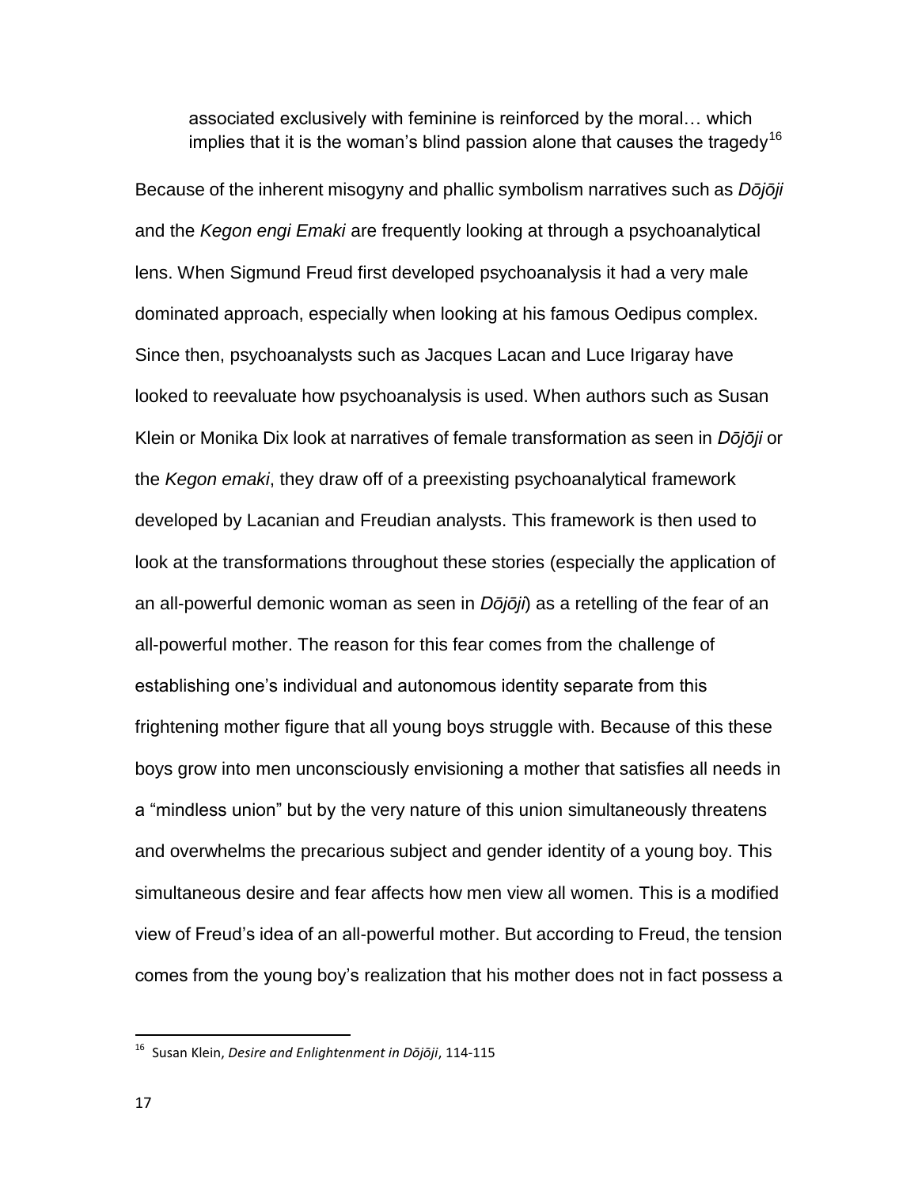> associated exclusively with feminine is reinforced by the moral… which implies that it is the woman's blind passion alone that causes the tragedy[16]

Because of the inherent misogyny and phallic symbolism narratives such as *Dōjōji* and the *Kegon engi Emaki* are frequently looking at through a psychoanalytical lens. When Sigmund Freud first developed psychoanalysis it had a very male dominated approach, especially when looking at his famous Oedipus complex. Since then, psychoanalysts such as Jacques Lacan and Luce Irigaray have looked to reevaluate how psychoanalysis is used. When authors such as Susan Klein or Monika Dix look at narratives of female transformation as seen in *Dōjōji* or the *Kegon emaki*, they draw off of a preexisting psychoanalytical framework developed by Lacanian and Freudian analysts. This framework is then used to look at the transformations throughout these stories (especially the application of an all-powerful demonic woman as seen in *Dōjōji*) as a retelling of the fear of an all-powerful mother. The reason for this fear comes from the challenge of establishing one's individual and autonomous identity separate from this frightening mother figure that all young boys struggle with. Because of this these boys grow into men unconsciously envisioning a mother that satisfies all needs in a "mindless union" but by the very nature of this union simultaneously threatens and overwhelms the precarious subject and gender identity of a young boy. This simultaneous desire and fear affects how men view all women. This is a modified view of Freud's idea of an all-powerful mother. But according to Freud, the tension comes from the young boy's realization that his mother does not in fact possess a

---

[16] Susan Klein, *Desire and Enlightenment in Dōjōji*, 114-115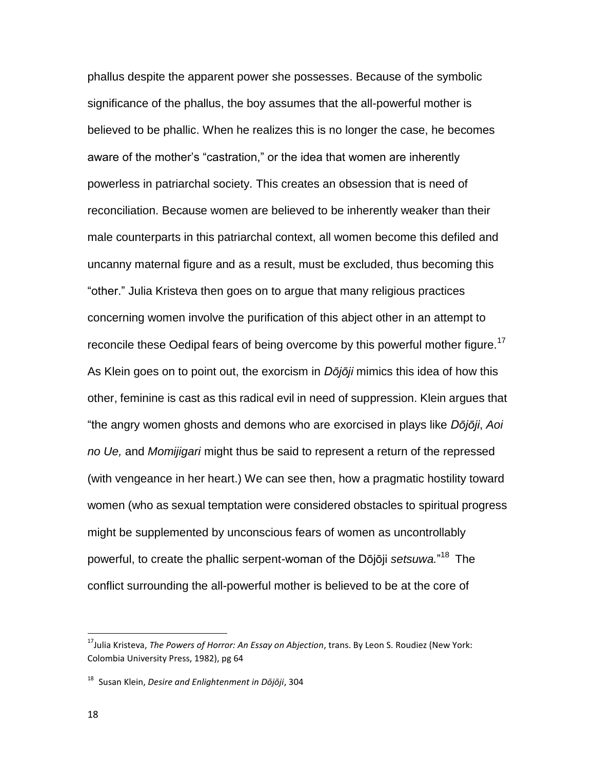phallus despite the apparent power she possesses. Because of the symbolic significance of the phallus, the boy assumes that the all-powerful mother is believed to be phallic. When he realizes this is no longer the case, he becomes aware of the mother's "castration," or the idea that women are inherently powerless in patriarchal society. This creates an obsession that is need of reconciliation. Because women are believed to be inherently weaker than their male counterparts in this patriarchal context, all women become this defiled and uncanny maternal figure and as a result, must be excluded, thus becoming this "other." Julia Kristeva then goes on to argue that many religious practices concerning women involve the purification of this abject other in an attempt to reconcile these Oedipal fears of being overcome by this powerful mother figure.[17] As Klein goes on to point out, the exorcism in *Dōjōji* mimics this idea of how this other, feminine is cast as this radical evil in need of suppression. Klein argues that "the angry women ghosts and demons who are exorcised in plays like *Dōjōji*, *Aoi no Ue,* and *Momijigari* might thus be said to represent a return of the repressed (with vengeance in her heart.) We can see then, how a pragmatic hostility toward women (who as sexual temptation were considered obstacles to spiritual progress might be supplemented by unconscious fears of women as uncontrollably powerful, to create the phallic serpent-woman of the Dōjōji *setsuwa.*"[18] The conflict surrounding the all-powerful mother is believed to be at the core of

---

[17] Julia Kristeva, *The Powers of Horror: An Essay on Abjection*, trans. By Leon S. Roudiez (New York: Colombia University Press, 1982), pg 64

[18] Susan Klein, *Desire and Enlightenment in Dōjōji*, 304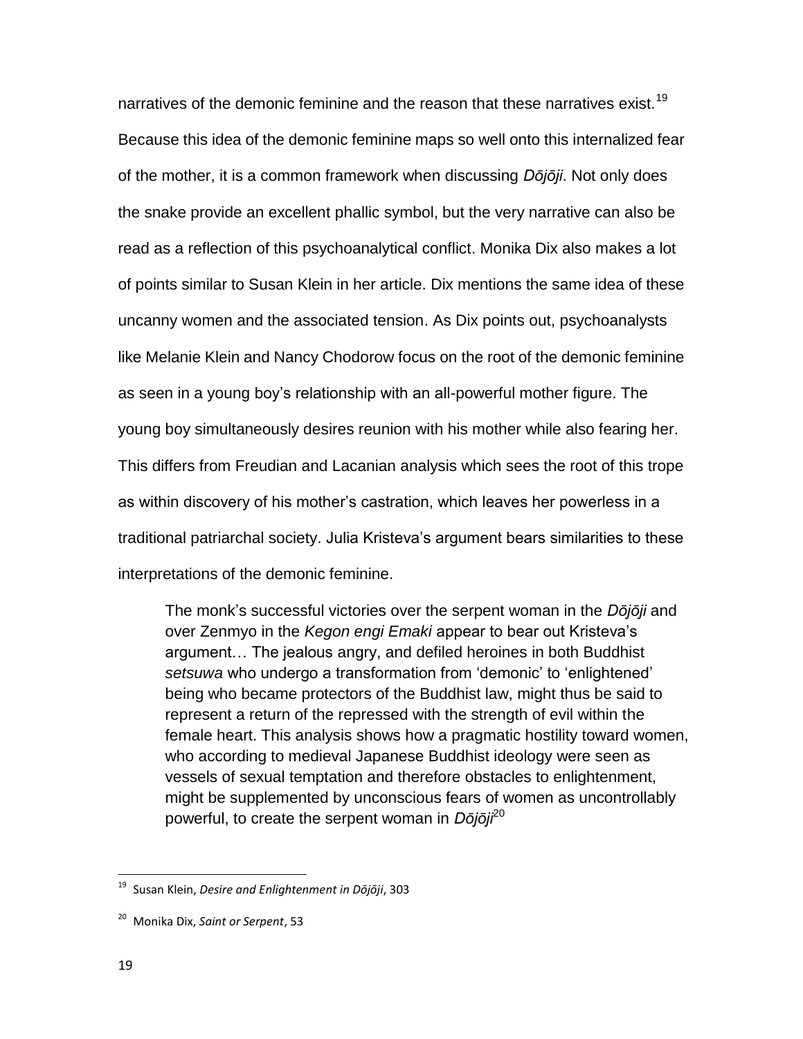narratives of the demonic feminine and the reason that these narratives exist.[19] Because this idea of the demonic feminine maps so well onto this internalized fear of the mother, it is a common framework when discussing *Dōjōji*. Not only does the snake provide an excellent phallic symbol, but the very narrative can also be read as a reflection of this psychoanalytical conflict. Monika Dix also makes a lot of points similar to Susan Klein in her article. Dix mentions the same idea of these uncanny women and the associated tension. As Dix points out, psychoanalysts like Melanie Klein and Nancy Chodorow focus on the root of the demonic feminine as seen in a young boy's relationship with an all-powerful mother figure. The young boy simultaneously desires reunion with his mother while also fearing her. This differs from Freudian and Lacanian analysis which sees the root of this trope as within discovery of his mother's castration, which leaves her powerless in a traditional patriarchal society. Julia Kristeva's argument bears similarities to these interpretations of the demonic feminine.

> The monk's successful victories over the serpent woman in the *Dōjōji* and over Zenmyo in the *Kegon engi Emaki* appear to bear out Kristeva's argument… The jealous angry, and defiled heroines in both Buddhist *setsuwa* who undergo a transformation from 'demonic' to 'enlightened' being who became protectors of the Buddhist law, might thus be said to represent a return of the repressed with the strength of evil within the female heart. This analysis shows how a pragmatic hostility toward women, who according to medieval Japanese Buddhist ideology were seen as vessels of sexual temptation and therefore obstacles to enlightenment, might be supplemented by unconscious fears of women as uncontrollably powerful, to create the serpent woman in *Dōjōji*[20]

---

[19] Susan Klein, *Desire and Enlightenment in Dōjōji*, 303

[20] Monika Dix, *Saint or Serpent*, 53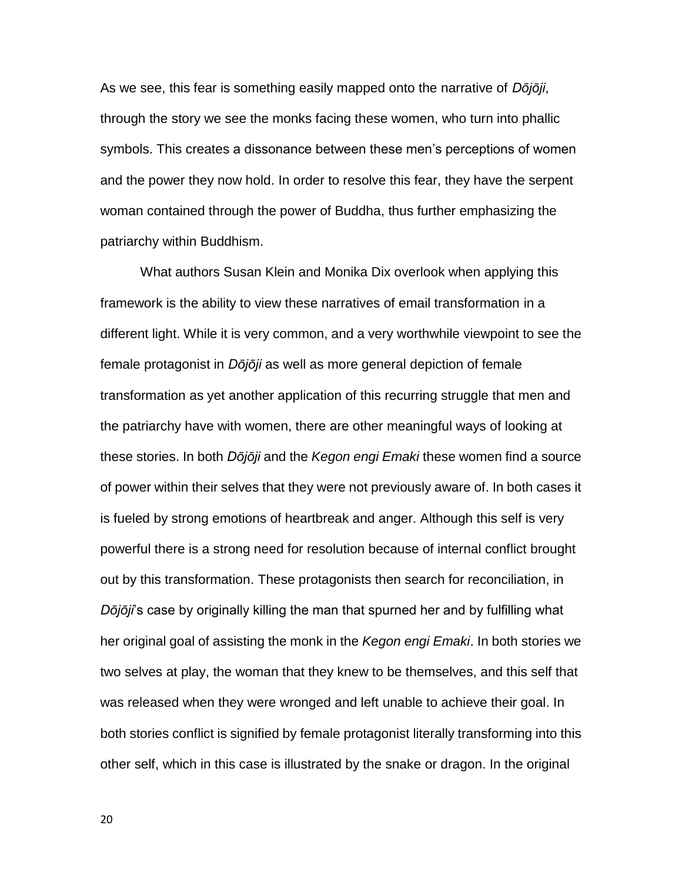As we see, this fear is something easily mapped onto the narrative of *Dōjōji*, through the story we see the monks facing these women, who turn into phallic symbols. This creates a dissonance between these men's perceptions of women and the power they now hold. In order to resolve this fear, they have the serpent woman contained through the power of Buddha, thus further emphasizing the patriarchy within Buddhism.

What authors Susan Klein and Monika Dix overlook when applying this framework is the ability to view these narratives of email transformation in a different light. While it is very common, and a very worthwhile viewpoint to see the female protagonist in *Dōjōji* as well as more general depiction of female transformation as yet another application of this recurring struggle that men and the patriarchy have with women, there are other meaningful ways of looking at these stories. In both *Dōjōji* and the *Kegon engi Emaki* these women find a source of power within their selves that they were not previously aware of. In both cases it is fueled by strong emotions of heartbreak and anger. Although this self is very powerful there is a strong need for resolution because of internal conflict brought out by this transformation. These protagonists then search for reconciliation, in *Dōjōji*'s case by originally killing the man that spurned her and by fulfilling what her original goal of assisting the monk in the *Kegon engi Emaki*. In both stories we two selves at play, the woman that they knew to be themselves, and this self that was released when they were wronged and left unable to achieve their goal. In both stories conflict is signified by female protagonist literally transforming into this other self, which in this case is illustrated by the snake or dragon. In the original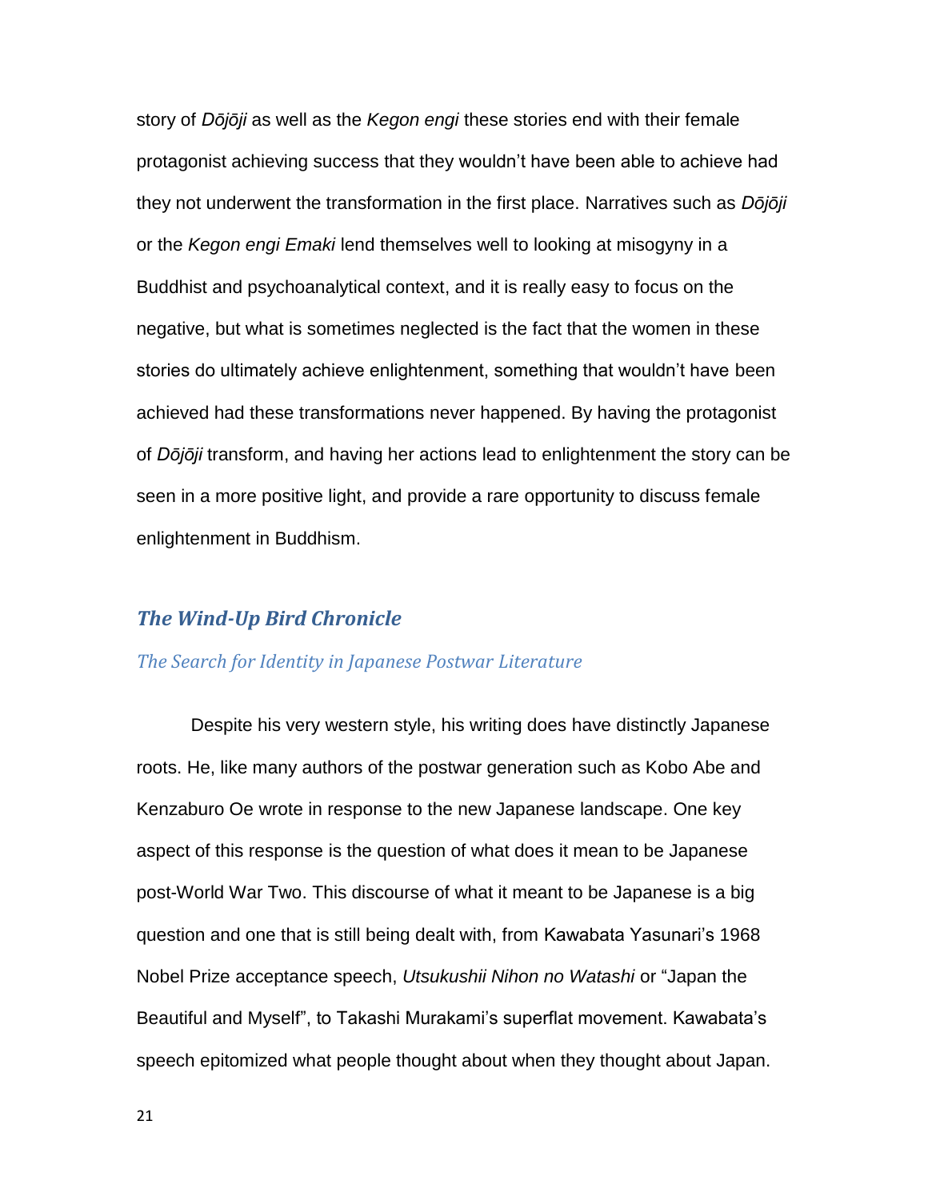story of *Dōjōji* as well as the *Kegon engi* these stories end with their female protagonist achieving success that they wouldn't have been able to achieve had they not underwent the transformation in the first place. Narratives such as *Dōjōji* or the *Kegon engi Emaki* lend themselves well to looking at misogyny in a Buddhist and psychoanalytical context, and it is really easy to focus on the negative, but what is sometimes neglected is the fact that the women in these stories do ultimately achieve enlightenment, something that wouldn't have been achieved had these transformations never happened. By having the protagonist of *Dōjōji* transform, and having her actions lead to enlightenment the story can be seen in a more positive light, and provide a rare opportunity to discuss female enlightenment in Buddhism.

## *The Wind-Up Bird Chronicle*

### *The Search for Identity in Japanese Postwar Literature*

Despite his very western style, his writing does have distinctly Japanese roots. He, like many authors of the postwar generation such as Kobo Abe and Kenzaburo Oe wrote in response to the new Japanese landscape. One key aspect of this response is the question of what does it mean to be Japanese post-World War Two. This discourse of what it meant to be Japanese is a big question and one that is still being dealt with, from Kawabata Yasunari's 1968 Nobel Prize acceptance speech, *Utsukushii Nihon no Watashi* or "Japan the Beautiful and Myself", to Takashi Murakami's superflat movement. Kawabata's speech epitomized what people thought about when they thought about Japan.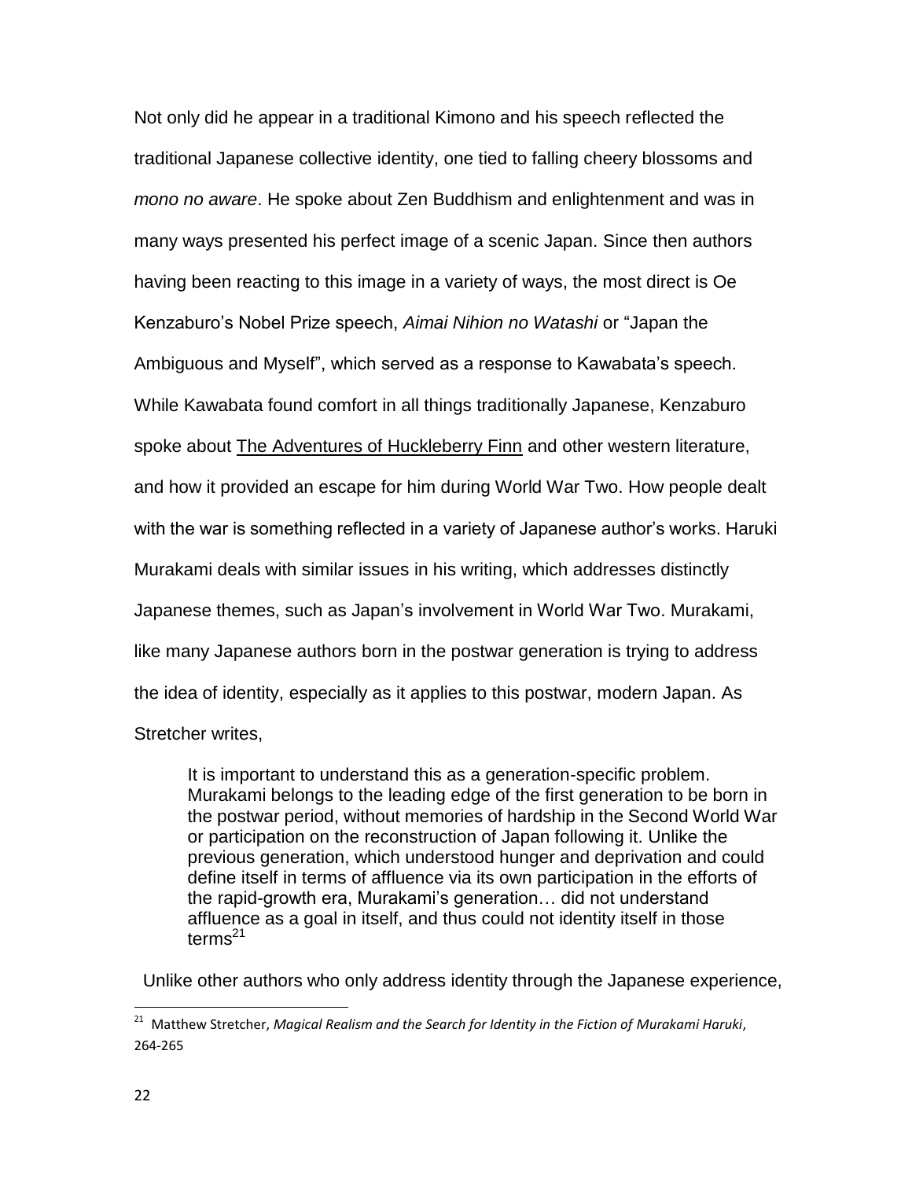Not only did he appear in a traditional Kimono and his speech reflected the traditional Japanese collective identity, one tied to falling cheery blossoms and *mono no aware*. He spoke about Zen Buddhism and enlightenment and was in many ways presented his perfect image of a scenic Japan. Since then authors having been reacting to this image in a variety of ways, the most direct is Oe Kenzaburo's Nobel Prize speech, *Aimai Nihion no Watashi* or "Japan the Ambiguous and Myself", which served as a response to Kawabata's speech. While Kawabata found comfort in all things traditionally Japanese, Kenzaburo spoke about The Adventures of Huckleberry Finn and other western literature, and how it provided an escape for him during World War Two. How people dealt with the war is something reflected in a variety of Japanese author's works. Haruki Murakami deals with similar issues in his writing, which addresses distinctly Japanese themes, such as Japan's involvement in World War Two. Murakami, like many Japanese authors born in the postwar generation is trying to address the idea of identity, especially as it applies to this postwar, modern Japan. As Stretcher writes,

> It is important to understand this as a generation-specific problem. Murakami belongs to the leading edge of the first generation to be born in the postwar period, without memories of hardship in the Second World War or participation on the reconstruction of Japan following it. Unlike the previous generation, which understood hunger and deprivation and could define itself in terms of affluence via its own participation in the efforts of the rapid-growth era, Murakami's generation… did not understand affluence as a goal in itself, and thus could not identity itself in those terms[21]

Unlike other authors who only address identity through the Japanese experience,

---

[21] Matthew Stretcher, *Magical Realism and the Search for Identity in the Fiction of Murakami Haruki*, 264-265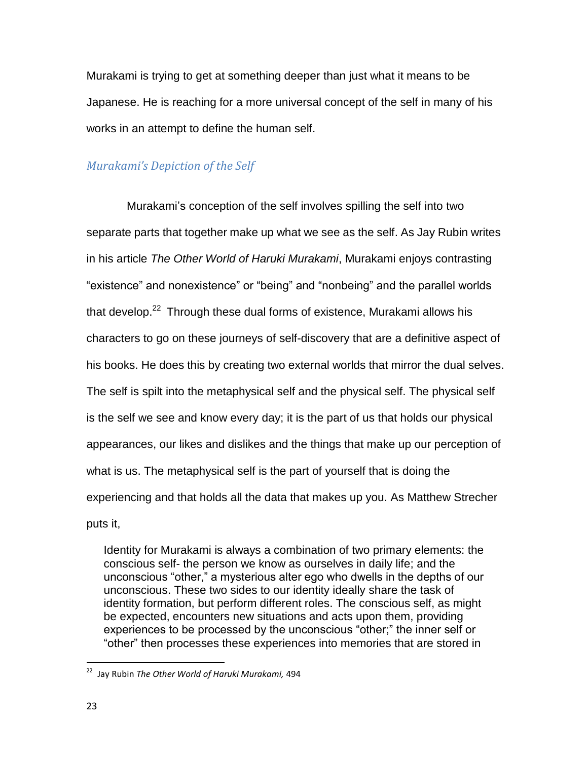Murakami is trying to get at something deeper than just what it means to be Japanese. He is reaching for a more universal concept of the self in many of his works in an attempt to define the human self.

## *Murakami's Depiction of the Self*

Murakami's conception of the self involves spilling the self into two separate parts that together make up what we see as the self. As Jay Rubin writes in his article *The Other World of Haruki Murakami*, Murakami enjoys contrasting "existence" and nonexistence" or "being" and "nonbeing" and the parallel worlds that develop.[22] Through these dual forms of existence, Murakami allows his characters to go on these journeys of self-discovery that are a definitive aspect of his books. He does this by creating two external worlds that mirror the dual selves. The self is spilt into the metaphysical self and the physical self. The physical self is the self we see and know every day; it is the part of us that holds our physical appearances, our likes and dislikes and the things that make up our perception of what is us. The metaphysical self is the part of yourself that is doing the experiencing and that holds all the data that makes up you. As Matthew Strecher puts it,

> Identity for Murakami is always a combination of two primary elements: the conscious self- the person we know as ourselves in daily life; and the unconscious "other," a mysterious alter ego who dwells in the depths of our unconscious. These two sides to our identity ideally share the task of identity formation, but perform different roles. The conscious self, as might be expected, encounters new situations and acts upon them, providing experiences to be processed by the unconscious "other;" the inner self or "other" then processes these experiences into memories that are stored in

---

[22] Jay Rubin *The Other World of Haruki Murakami,* 494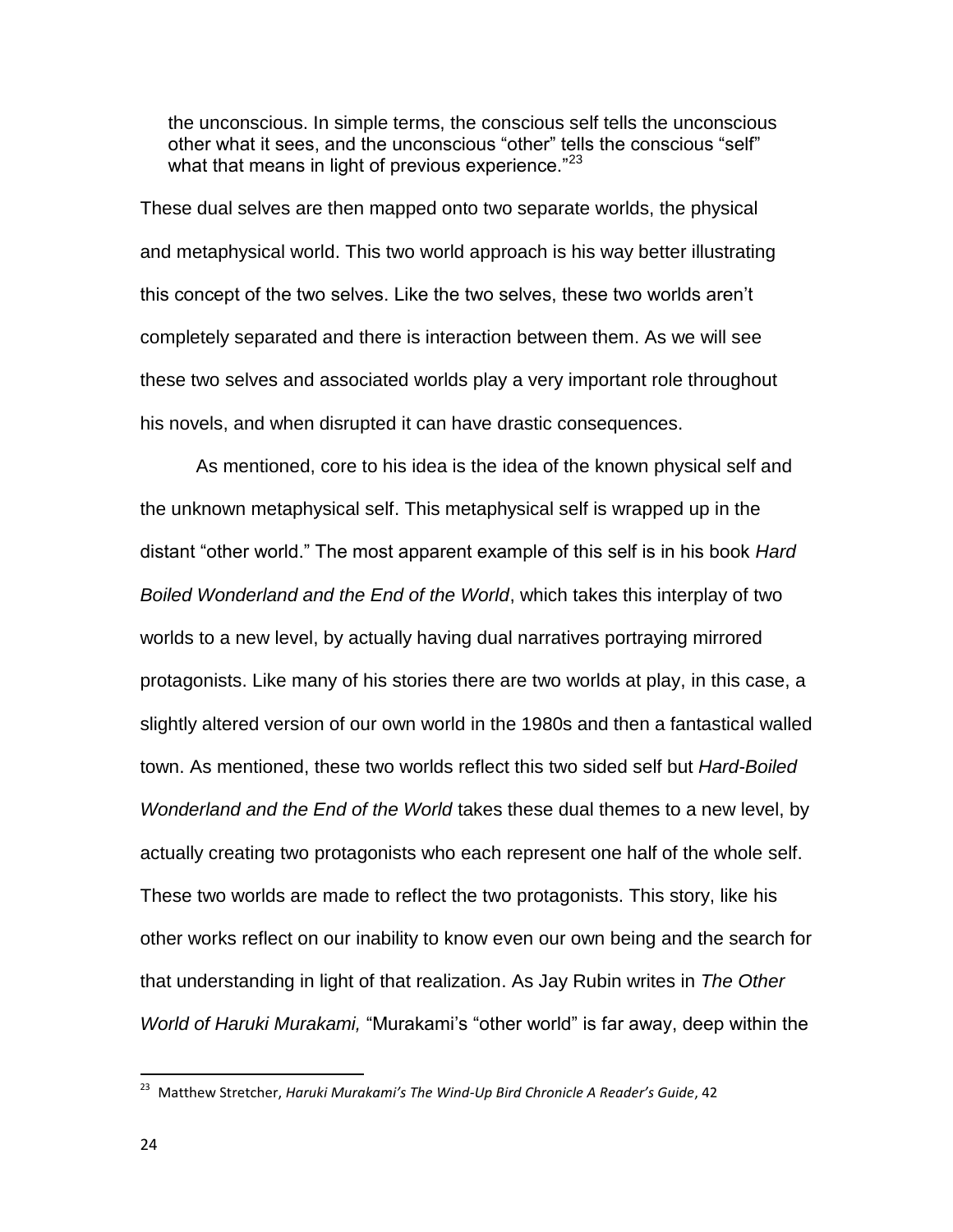> the unconscious. In simple terms, the conscious self tells the unconscious other what it sees, and the unconscious "other" tells the conscious "self" what that means in light of previous experience."[23]

These dual selves are then mapped onto two separate worlds, the physical and metaphysical world. This two world approach is his way better illustrating this concept of the two selves. Like the two selves, these two worlds aren't completely separated and there is interaction between them. As we will see these two selves and associated worlds play a very important role throughout his novels, and when disrupted it can have drastic consequences.

As mentioned, core to his idea is the idea of the known physical self and the unknown metaphysical self. This metaphysical self is wrapped up in the distant "other world." The most apparent example of this self is in his book *Hard Boiled Wonderland and the End of the World*, which takes this interplay of two worlds to a new level, by actually having dual narratives portraying mirrored protagonists. Like many of his stories there are two worlds at play, in this case, a slightly altered version of our own world in the 1980s and then a fantastical walled town. As mentioned, these two worlds reflect this two sided self but *Hard-Boiled Wonderland and the End of the World* takes these dual themes to a new level, by actually creating two protagonists who each represent one half of the whole self. These two worlds are made to reflect the two protagonists. This story, like his other works reflect on our inability to know even our own being and the search for that understanding in light of that realization. As Jay Rubin writes in *The Other World of Haruki Murakami,* "Murakami's "other world" is far away, deep within the

---

[23] Matthew Stretcher, *Haruki Murakami's The Wind-Up Bird Chronicle A Reader's Guide*, 42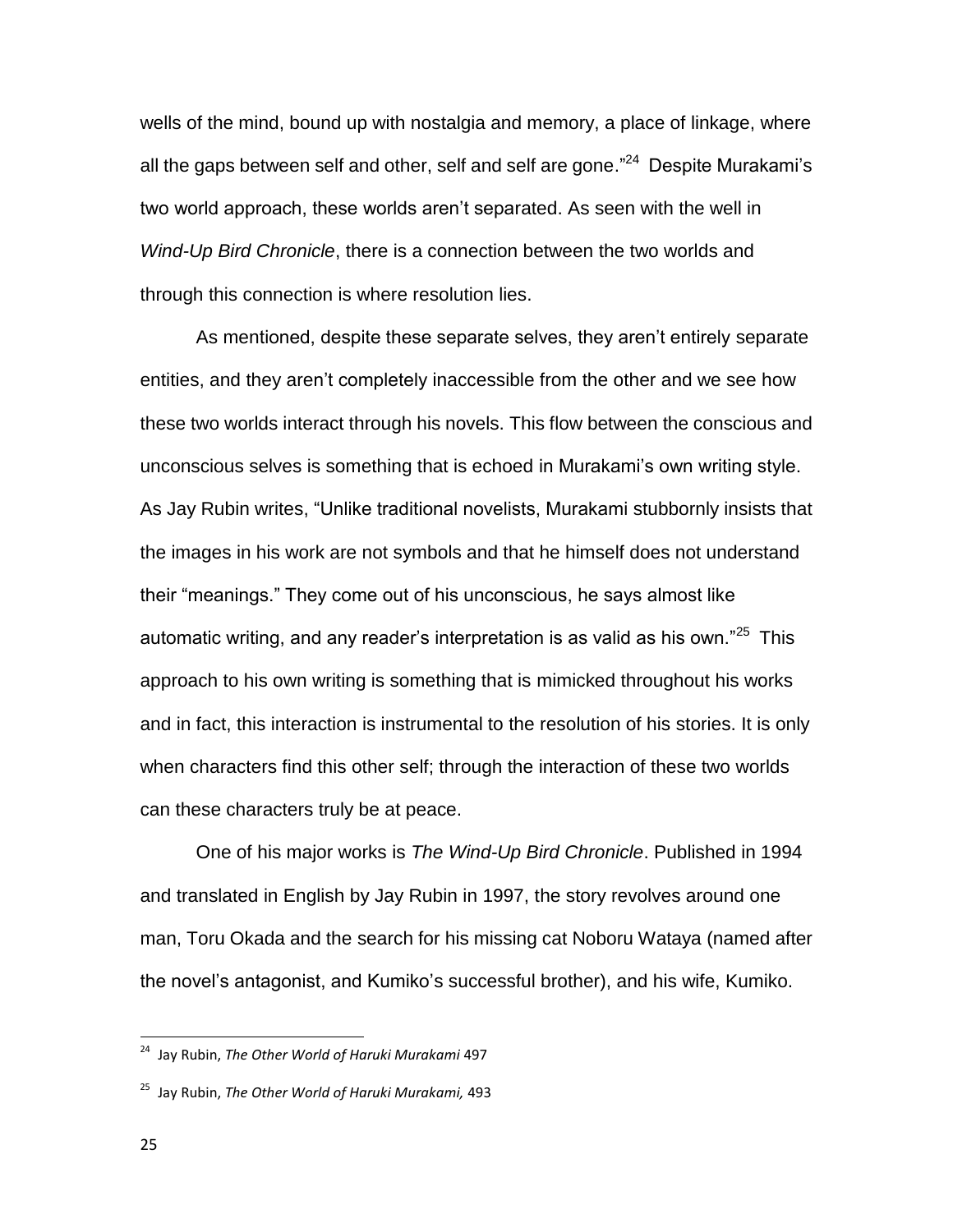wells of the mind, bound up with nostalgia and memory, a place of linkage, where all the gaps between self and other, self and self are gone."[24] Despite Murakami's two world approach, these worlds aren't separated. As seen with the well in *Wind-Up Bird Chronicle*, there is a connection between the two worlds and through this connection is where resolution lies.

As mentioned, despite these separate selves, they aren't entirely separate entities, and they aren't completely inaccessible from the other and we see how these two worlds interact through his novels. This flow between the conscious and unconscious selves is something that is echoed in Murakami's own writing style. As Jay Rubin writes, "Unlike traditional novelists, Murakami stubbornly insists that the images in his work are not symbols and that he himself does not understand their "meanings." They come out of his unconscious, he says almost like automatic writing, and any reader's interpretation is as valid as his own."[25] This approach to his own writing is something that is mimicked throughout his works and in fact, this interaction is instrumental to the resolution of his stories. It is only when characters find this other self; through the interaction of these two worlds can these characters truly be at peace.

One of his major works is *The Wind-Up Bird Chronicle*. Published in 1994 and translated in English by Jay Rubin in 1997, the story revolves around one man, Toru Okada and the search for his missing cat Noboru Wataya (named after the novel's antagonist, and Kumiko's successful brother), and his wife, Kumiko.

---

[24] Jay Rubin, *The Other World of Haruki Murakami* 497

[25] Jay Rubin, *The Other World of Haruki Murakami,* 493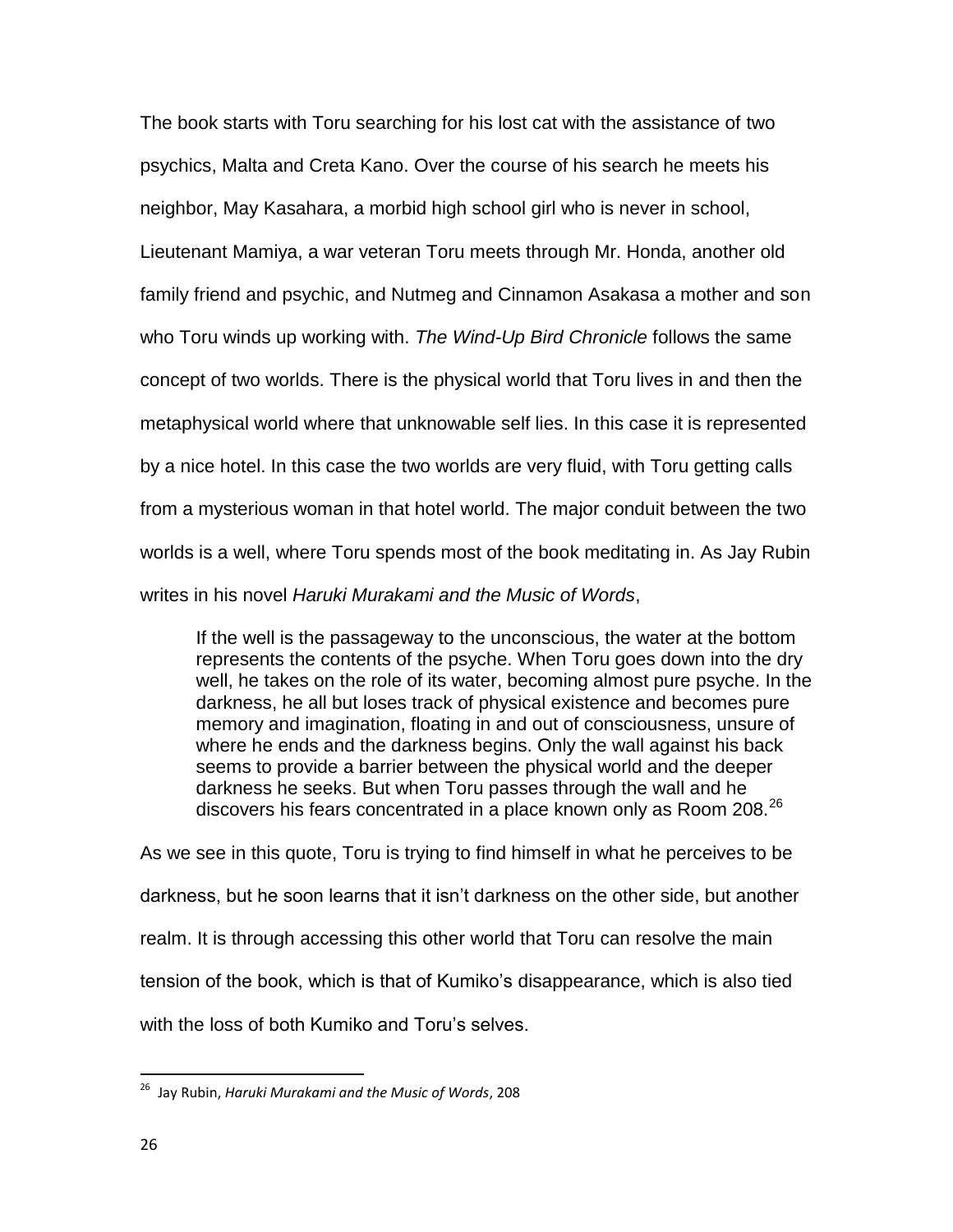The book starts with Toru searching for his lost cat with the assistance of two psychics, Malta and Creta Kano. Over the course of his search he meets his neighbor, May Kasahara, a morbid high school girl who is never in school, Lieutenant Mamiya, a war veteran Toru meets through Mr. Honda, another old family friend and psychic, and Nutmeg and Cinnamon Asakasa a mother and son who Toru winds up working with. *The Wind-Up Bird Chronicle* follows the same concept of two worlds. There is the physical world that Toru lives in and then the metaphysical world where that unknowable self lies. In this case it is represented by a nice hotel. In this case the two worlds are very fluid, with Toru getting calls from a mysterious woman in that hotel world. The major conduit between the two worlds is a well, where Toru spends most of the book meditating in. As Jay Rubin writes in his novel *Haruki Murakami and the Music of Words*,

> If the well is the passageway to the unconscious, the water at the bottom represents the contents of the psyche. When Toru goes down into the dry well, he takes on the role of its water, becoming almost pure psyche. In the darkness, he all but loses track of physical existence and becomes pure memory and imagination, floating in and out of consciousness, unsure of where he ends and the darkness begins. Only the wall against his back seems to provide a barrier between the physical world and the deeper darkness he seeks. But when Toru passes through the wall and he discovers his fears concentrated in a place known only as Room 208.[26]

As we see in this quote, Toru is trying to find himself in what he perceives to be darkness, but he soon learns that it isn't darkness on the other side, but another realm. It is through accessing this other world that Toru can resolve the main tension of the book, which is that of Kumiko's disappearance, which is also tied with the loss of both Kumiko and Toru's selves.

[26] Jay Rubin, *Haruki Murakami and the Music of Words*, 208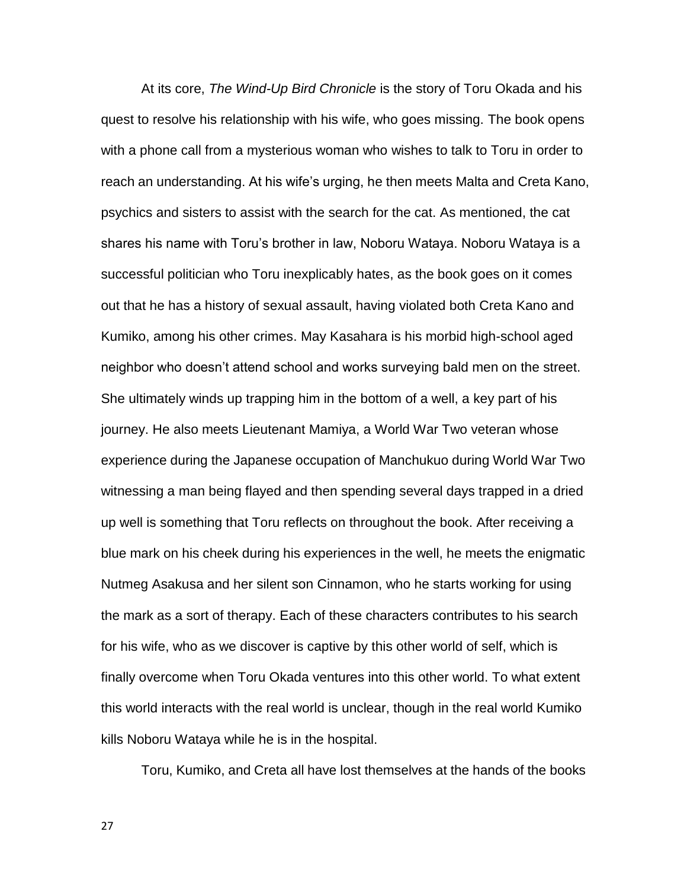At its core, *The Wind-Up Bird Chronicle* is the story of Toru Okada and his quest to resolve his relationship with his wife, who goes missing. The book opens with a phone call from a mysterious woman who wishes to talk to Toru in order to reach an understanding. At his wife's urging, he then meets Malta and Creta Kano, psychics and sisters to assist with the search for the cat. As mentioned, the cat shares his name with Toru's brother in law, Noboru Wataya. Noboru Wataya is a successful politician who Toru inexplicably hates, as the book goes on it comes out that he has a history of sexual assault, having violated both Creta Kano and Kumiko, among his other crimes. May Kasahara is his morbid high-school aged neighbor who doesn't attend school and works surveying bald men on the street. She ultimately winds up trapping him in the bottom of a well, a key part of his journey. He also meets Lieutenant Mamiya, a World War Two veteran whose experience during the Japanese occupation of Manchukuo during World War Two witnessing a man being flayed and then spending several days trapped in a dried up well is something that Toru reflects on throughout the book. After receiving a blue mark on his cheek during his experiences in the well, he meets the enigmatic Nutmeg Asakusa and her silent son Cinnamon, who he starts working for using the mark as a sort of therapy. Each of these characters contributes to his search for his wife, who as we discover is captive by this other world of self, which is finally overcome when Toru Okada ventures into this other world. To what extent this world interacts with the real world is unclear, though in the real world Kumiko kills Noboru Wataya while he is in the hospital.

Toru, Kumiko, and Creta all have lost themselves at the hands of the books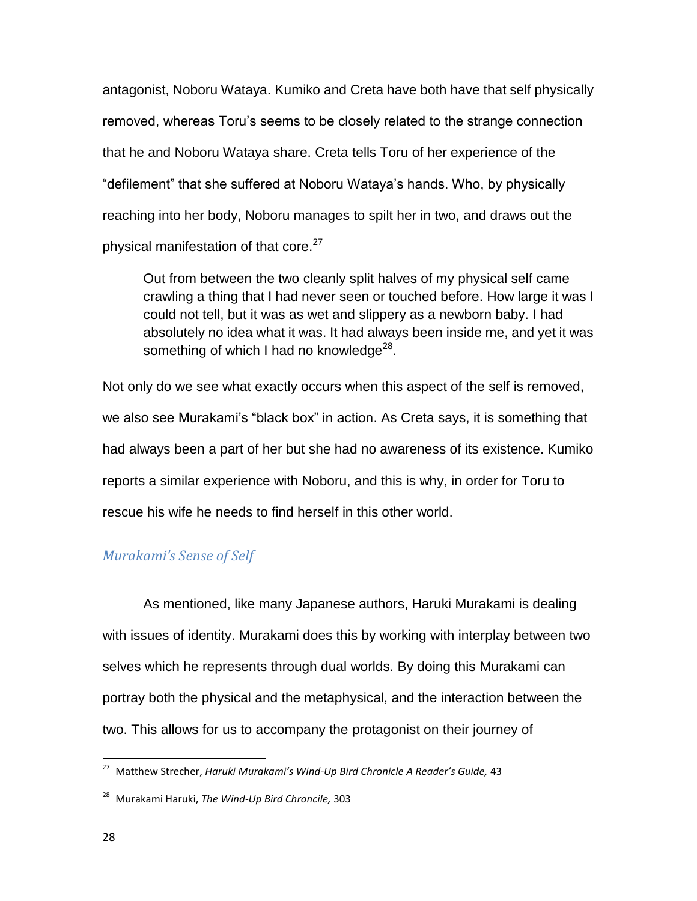antagonist, Noboru Wataya. Kumiko and Creta have both have that self physically removed, whereas Toru's seems to be closely related to the strange connection that he and Noboru Wataya share. Creta tells Toru of her experience of the "defilement" that she suffered at Noboru Wataya's hands. Who, by physically reaching into her body, Noboru manages to spilt her in two, and draws out the physical manifestation of that core.[27]

> Out from between the two cleanly split halves of my physical self came crawling a thing that I had never seen or touched before. How large it was I could not tell, but it was as wet and slippery as a newborn baby. I had absolutely no idea what it was. It had always been inside me, and yet it was something of which I had no knowledge[28].

Not only do we see what exactly occurs when this aspect of the self is removed, we also see Murakami's "black box" in action. As Creta says, it is something that had always been a part of her but she had no awareness of its existence. Kumiko reports a similar experience with Noboru, and this is why, in order for Toru to rescue his wife he needs to find herself in this other world.

### *Murakami's Sense of Self*

As mentioned, like many Japanese authors, Haruki Murakami is dealing with issues of identity. Murakami does this by working with interplay between two selves which he represents through dual worlds. By doing this Murakami can portray both the physical and the metaphysical, and the interaction between the two. This allows for us to accompany the protagonist on their journey of

---

[27] Matthew Strecher, *Haruki Murakami's Wind-Up Bird Chronicle A Reader's Guide,* 43

[28] Murakami Haruki, *The Wind-Up Bird Chroncile,* 303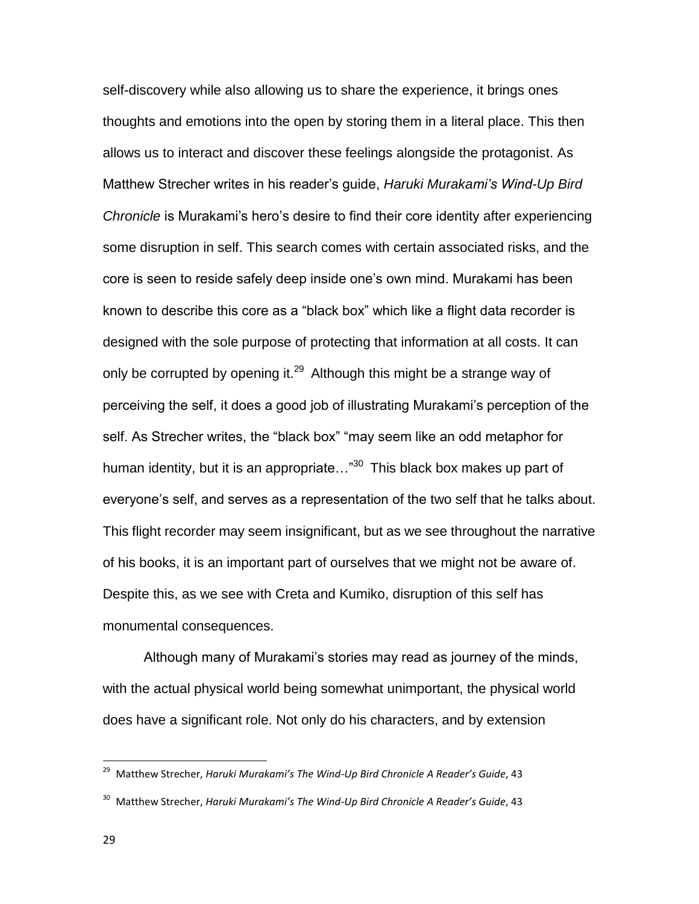self-discovery while also allowing us to share the experience, it brings ones thoughts and emotions into the open by storing them in a literal place. This then allows us to interact and discover these feelings alongside the protagonist. As Matthew Strecher writes in his reader's guide, *Haruki Murakami's Wind-Up Bird Chronicle* is Murakami's hero's desire to find their core identity after experiencing some disruption in self. This search comes with certain associated risks, and the core is seen to reside safely deep inside one's own mind. Murakami has been known to describe this core as a "black box" which like a flight data recorder is designed with the sole purpose of protecting that information at all costs. It can only be corrupted by opening it.[29] Although this might be a strange way of perceiving the self, it does a good job of illustrating Murakami's perception of the self. As Strecher writes, the "black box" "may seem like an odd metaphor for human identity, but it is an appropriate…"[30] This black box makes up part of everyone's self, and serves as a representation of the two self that he talks about. This flight recorder may seem insignificant, but as we see throughout the narrative of his books, it is an important part of ourselves that we might not be aware of. Despite this, as we see with Creta and Kumiko, disruption of this self has monumental consequences.

Although many of Murakami's stories may read as journey of the minds, with the actual physical world being somewhat unimportant, the physical world does have a significant role. Not only do his characters, and by extension

---

[29] Matthew Strecher, *Haruki Murakami's The Wind-Up Bird Chronicle A Reader's Guide*, 43

[30] Matthew Strecher, *Haruki Murakami's The Wind-Up Bird Chronicle A Reader's Guide*, 43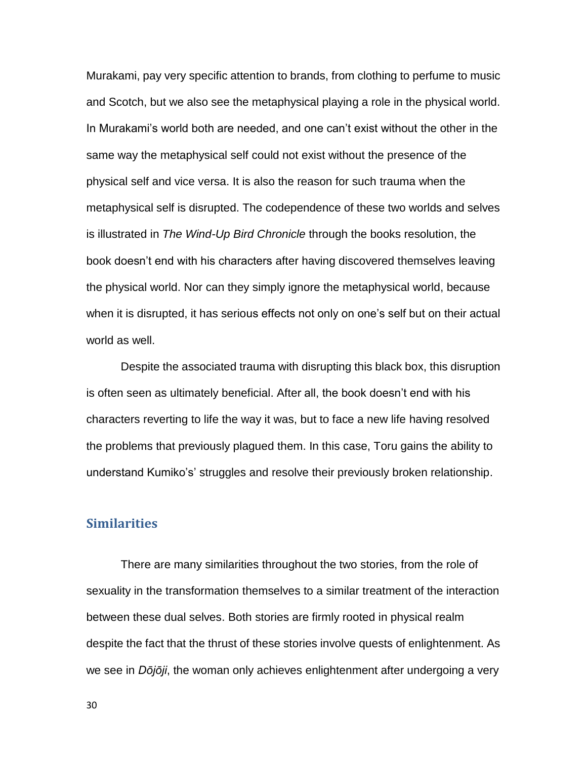Murakami, pay very specific attention to brands, from clothing to perfume to music and Scotch, but we also see the metaphysical playing a role in the physical world. In Murakami's world both are needed, and one can't exist without the other in the same way the metaphysical self could not exist without the presence of the physical self and vice versa. It is also the reason for such trauma when the metaphysical self is disrupted. The codependence of these two worlds and selves is illustrated in *The Wind-Up Bird Chronicle* through the books resolution, the book doesn't end with his characters after having discovered themselves leaving the physical world. Nor can they simply ignore the metaphysical world, because when it is disrupted, it has serious effects not only on one's self but on their actual world as well.

Despite the associated trauma with disrupting this black box, this disruption is often seen as ultimately beneficial. After all, the book doesn't end with his characters reverting to life the way it was, but to face a new life having resolved the problems that previously plagued them. In this case, Toru gains the ability to understand Kumiko's' struggles and resolve their previously broken relationship.

## Similarities

There are many similarities throughout the two stories, from the role of sexuality in the transformation themselves to a similar treatment of the interaction between these dual selves. Both stories are firmly rooted in physical realm despite the fact that the thrust of these stories involve quests of enlightenment. As we see in *Dōjōji*, the woman only achieves enlightenment after undergoing a very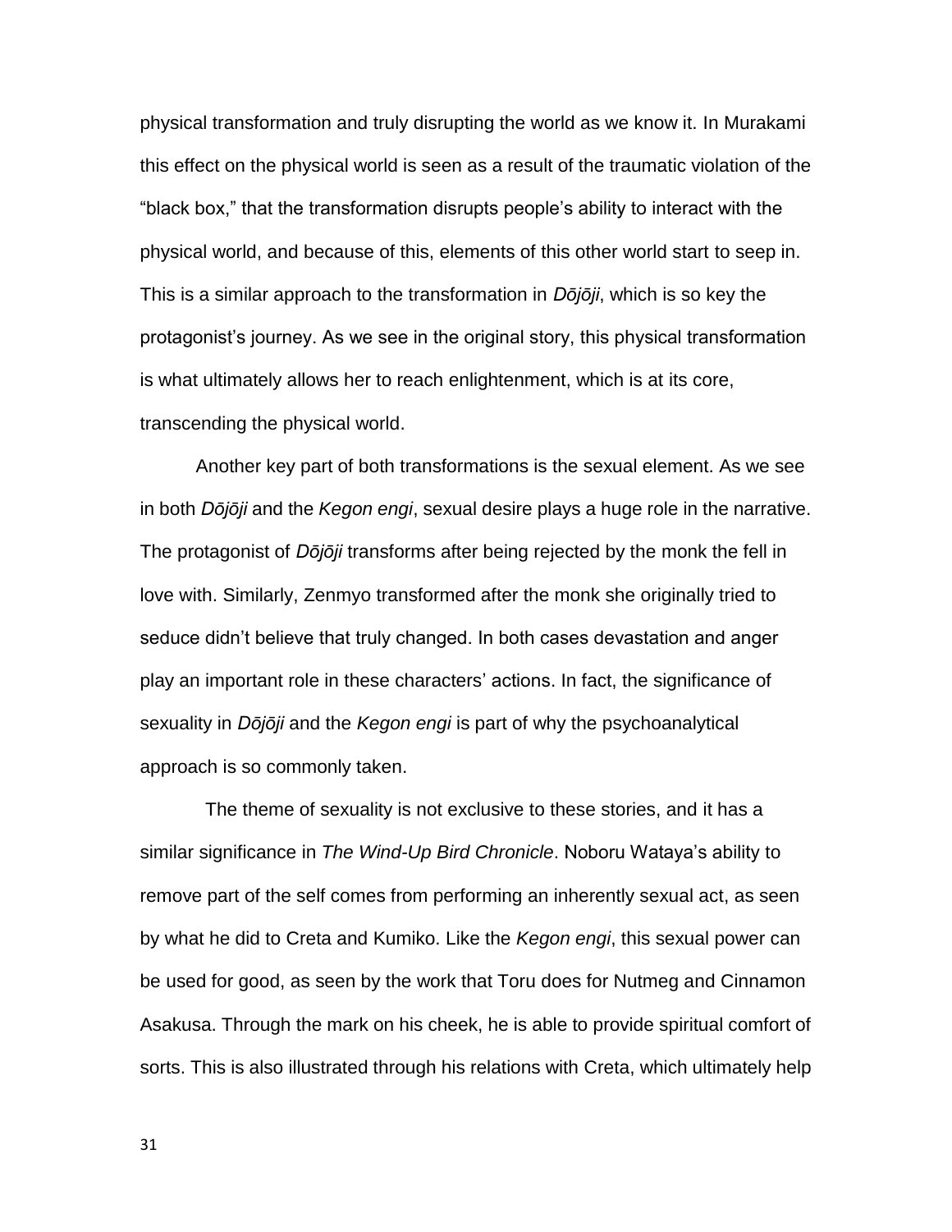physical transformation and truly disrupting the world as we know it. In Murakami this effect on the physical world is seen as a result of the traumatic violation of the "black box," that the transformation disrupts people's ability to interact with the physical world, and because of this, elements of this other world start to seep in. This is a similar approach to the transformation in *Dōjōji*, which is so key the protagonist's journey. As we see in the original story, this physical transformation is what ultimately allows her to reach enlightenment, which is at its core, transcending the physical world.

Another key part of both transformations is the sexual element. As we see in both *Dōjōji* and the *Kegon engi*, sexual desire plays a huge role in the narrative. The protagonist of *Dōjōji* transforms after being rejected by the monk the fell in love with. Similarly, Zenmyo transformed after the monk she originally tried to seduce didn't believe that truly changed. In both cases devastation and anger play an important role in these characters' actions. In fact, the significance of sexuality in *Dōjōji* and the *Kegon engi* is part of why the psychoanalytical approach is so commonly taken.

The theme of sexuality is not exclusive to these stories, and it has a similar significance in *The Wind-Up Bird Chronicle*. Noboru Wataya's ability to remove part of the self comes from performing an inherently sexual act, as seen by what he did to Creta and Kumiko. Like the *Kegon engi*, this sexual power can be used for good, as seen by the work that Toru does for Nutmeg and Cinnamon Asakusa. Through the mark on his cheek, he is able to provide spiritual comfort of sorts. This is also illustrated through his relations with Creta, which ultimately help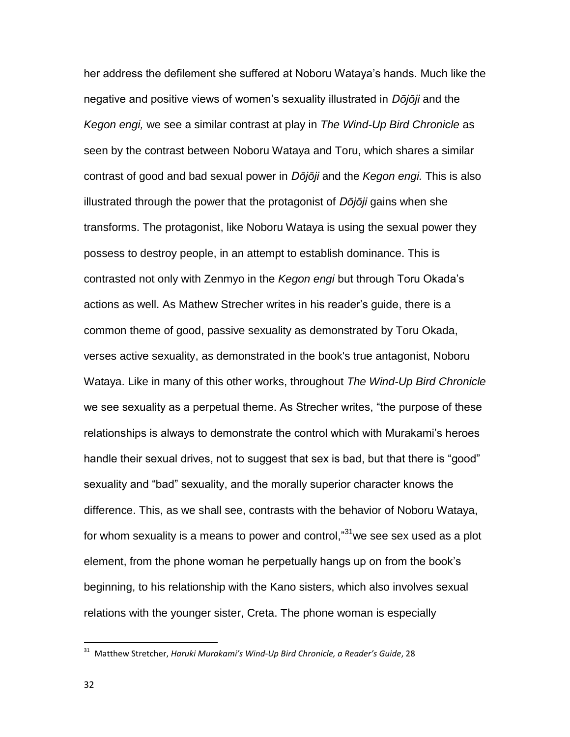her address the defilement she suffered at Noboru Wataya's hands. Much like the negative and positive views of women's sexuality illustrated in *Dōjōji* and the *Kegon engi,* we see a similar contrast at play in *The Wind-Up Bird Chronicle* as seen by the contrast between Noboru Wataya and Toru, which shares a similar contrast of good and bad sexual power in *Dōjōji* and the *Kegon engi.* This is also illustrated through the power that the protagonist of *Dōjōji* gains when she transforms. The protagonist, like Noboru Wataya is using the sexual power they possess to destroy people, in an attempt to establish dominance. This is contrasted not only with Zenmyo in the *Kegon engi* but through Toru Okada's actions as well. As Mathew Strecher writes in his reader's guide, there is a common theme of good, passive sexuality as demonstrated by Toru Okada, verses active sexuality, as demonstrated in the book's true antagonist, Noboru Wataya. Like in many of this other works, throughout *The Wind-Up Bird Chronicle* we see sexuality as a perpetual theme. As Strecher writes, "the purpose of these relationships is always to demonstrate the control which with Murakami's heroes handle their sexual drives, not to suggest that sex is bad, but that there is "good" sexuality and "bad" sexuality, and the morally superior character knows the difference. This, as we shall see, contrasts with the behavior of Noboru Wataya, for whom sexuality is a means to power and control,"[31]we see sex used as a plot element, from the phone woman he perpetually hangs up on from the book's beginning, to his relationship with the Kano sisters, which also involves sexual relations with the younger sister, Creta. The phone woman is especially

[31] Matthew Stretcher, *Haruki Murakami's Wind-Up Bird Chronicle, a Reader's Guide*, 28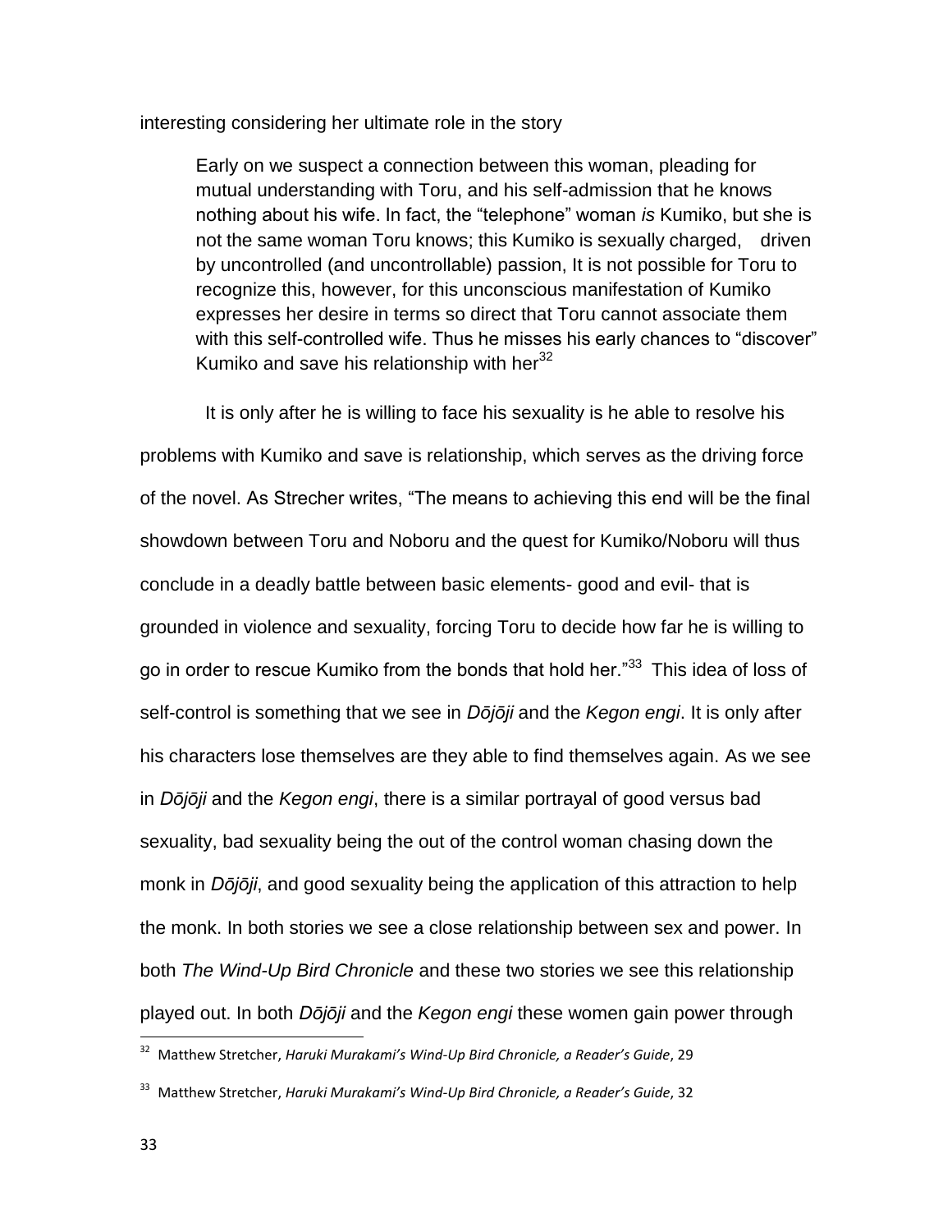interesting considering her ultimate role in the story

> Early on we suspect a connection between this woman, pleading for mutual understanding with Toru, and his self-admission that he knows nothing about his wife. In fact, the "telephone" woman *is* Kumiko, but she is not the same woman Toru knows; this Kumiko is sexually charged, driven by uncontrolled (and uncontrollable) passion, It is not possible for Toru to recognize this, however, for this unconscious manifestation of Kumiko expresses her desire in terms so direct that Toru cannot associate them with this self-controlled wife. Thus he misses his early chances to "discover" Kumiko and save his relationship with her[32]

It is only after he is willing to face his sexuality is he able to resolve his problems with Kumiko and save is relationship, which serves as the driving force of the novel. As Strecher writes, "The means to achieving this end will be the final showdown between Toru and Noboru and the quest for Kumiko/Noboru will thus conclude in a deadly battle between basic elements- good and evil- that is grounded in violence and sexuality, forcing Toru to decide how far he is willing to go in order to rescue Kumiko from the bonds that hold her."[33] This idea of loss of self-control is something that we see in *Dōjōji* and the *Kegon engi*. It is only after his characters lose themselves are they able to find themselves again. As we see in *Dōjōji* and the *Kegon engi*, there is a similar portrayal of good versus bad sexuality, bad sexuality being the out of the control woman chasing down the monk in *Dōjōji*, and good sexuality being the application of this attraction to help the monk. In both stories we see a close relationship between sex and power. In both *The Wind-Up Bird Chronicle* and these two stories we see this relationship played out. In both *Dōjōji* and the *Kegon engi* these women gain power through

---

[32] Matthew Stretcher, *Haruki Murakami's Wind-Up Bird Chronicle, a Reader's Guide*, 29

[33] Matthew Stretcher, *Haruki Murakami's Wind-Up Bird Chronicle, a Reader's Guide*, 32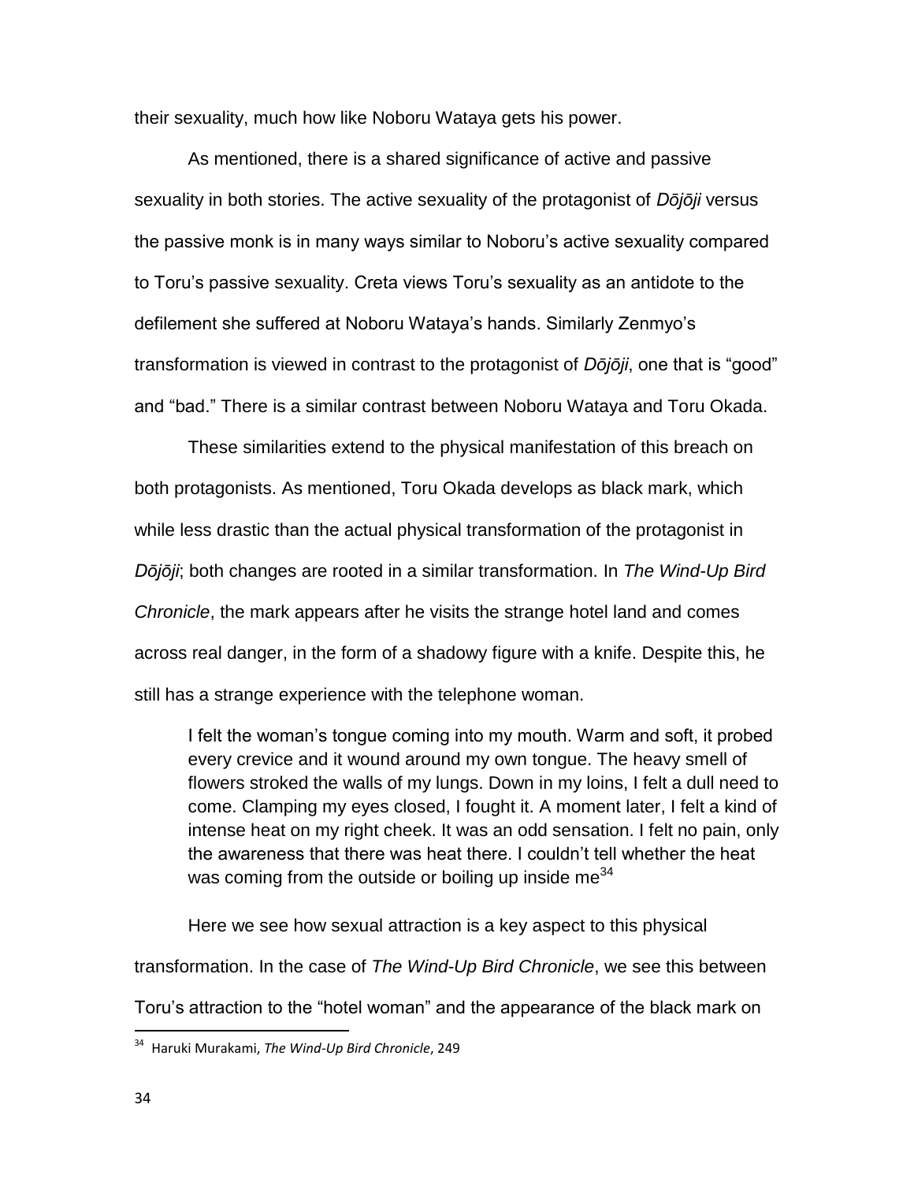their sexuality, much how like Noboru Wataya gets his power.

As mentioned, there is a shared significance of active and passive sexuality in both stories. The active sexuality of the protagonist of *Dōjōji* versus the passive monk is in many ways similar to Noboru's active sexuality compared to Toru's passive sexuality. Creta views Toru's sexuality as an antidote to the defilement she suffered at Noboru Wataya's hands. Similarly Zenmyo's transformation is viewed in contrast to the protagonist of *Dōjōji*, one that is "good" and "bad." There is a similar contrast between Noboru Wataya and Toru Okada.

These similarities extend to the physical manifestation of this breach on both protagonists. As mentioned, Toru Okada develops as black mark, which while less drastic than the actual physical transformation of the protagonist in *Dōjōji*; both changes are rooted in a similar transformation. In *The Wind-Up Bird Chronicle*, the mark appears after he visits the strange hotel land and comes across real danger, in the form of a shadowy figure with a knife. Despite this, he still has a strange experience with the telephone woman.

> I felt the woman's tongue coming into my mouth. Warm and soft, it probed every crevice and it wound around my own tongue. The heavy smell of flowers stroked the walls of my lungs. Down in my loins, I felt a dull need to come. Clamping my eyes closed, I fought it. A moment later, I felt a kind of intense heat on my right cheek. It was an odd sensation. I felt no pain, only the awareness that there was heat there. I couldn't tell whether the heat was coming from the outside or boiling up inside me[34]

Here we see how sexual attraction is a key aspect to this physical transformation. In the case of *The Wind-Up Bird Chronicle*, we see this between Toru's attraction to the "hotel woman" and the appearance of the black mark on

---

[34] Haruki Murakami, *The Wind-Up Bird Chronicle*, 249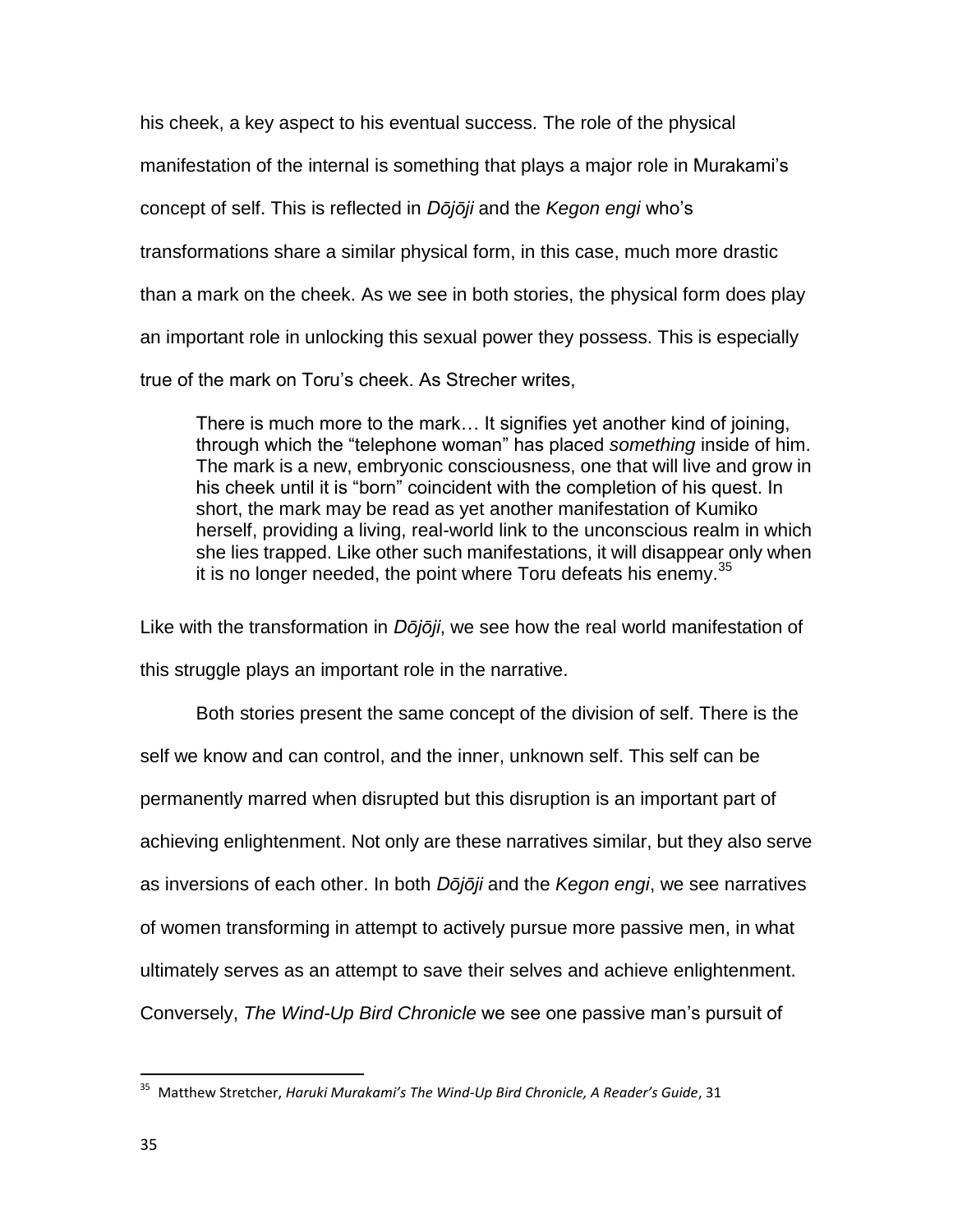his cheek, a key aspect to his eventual success. The role of the physical manifestation of the internal is something that plays a major role in Murakami's concept of self. This is reflected in *Dōjōji* and the *Kegon engi* who's transformations share a similar physical form, in this case, much more drastic than a mark on the cheek. As we see in both stories, the physical form does play an important role in unlocking this sexual power they possess. This is especially true of the mark on Toru's cheek. As Strecher writes,

> There is much more to the mark… It signifies yet another kind of joining, through which the "telephone woman" has placed *something* inside of him. The mark is a new, embryonic consciousness, one that will live and grow in his cheek until it is "born" coincident with the completion of his quest. In short, the mark may be read as yet another manifestation of Kumiko herself, providing a living, real-world link to the unconscious realm in which she lies trapped. Like other such manifestations, it will disappear only when it is no longer needed, the point where Toru defeats his enemy.[35]

Like with the transformation in *Dōjōji*, we see how the real world manifestation of this struggle plays an important role in the narrative.

Both stories present the same concept of the division of self. There is the self we know and can control, and the inner, unknown self. This self can be permanently marred when disrupted but this disruption is an important part of achieving enlightenment. Not only are these narratives similar, but they also serve as inversions of each other. In both *Dōjōji* and the *Kegon engi*, we see narratives of women transforming in attempt to actively pursue more passive men, in what ultimately serves as an attempt to save their selves and achieve enlightenment. Conversely, *The Wind-Up Bird Chronicle* we see one passive man's pursuit of

---

[35] Matthew Stretcher, *Haruki Murakami's The Wind-Up Bird Chronicle, A Reader's Guide*, 31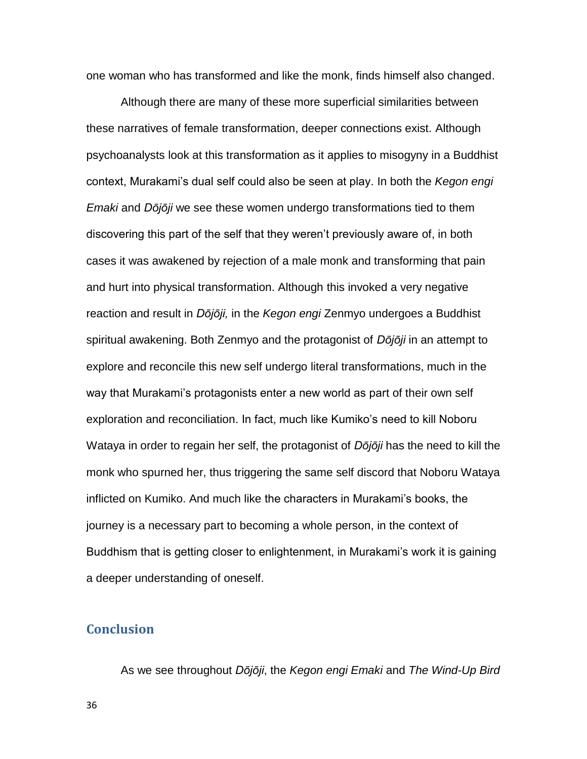one woman who has transformed and like the monk, finds himself also changed.

Although there are many of these more superficial similarities between these narratives of female transformation, deeper connections exist. Although psychoanalysts look at this transformation as it applies to misogyny in a Buddhist context, Murakami's dual self could also be seen at play. In both the *Kegon engi Emaki* and *Dōjōji* we see these women undergo transformations tied to them discovering this part of the self that they weren't previously aware of, in both cases it was awakened by rejection of a male monk and transforming that pain and hurt into physical transformation. Although this invoked a very negative reaction and result in *Dōjōji,* in the *Kegon engi* Zenmyo undergoes a Buddhist spiritual awakening. Both Zenmyo and the protagonist of *Dōjōji* in an attempt to explore and reconcile this new self undergo literal transformations, much in the way that Murakami's protagonists enter a new world as part of their own self exploration and reconciliation. In fact, much like Kumiko's need to kill Noboru Wataya in order to regain her self, the protagonist of *Dōjōji* has the need to kill the monk who spurned her, thus triggering the same self discord that Noboru Wataya inflicted on Kumiko. And much like the characters in Murakami's books, the journey is a necessary part to becoming a whole person, in the context of Buddhism that is getting closer to enlightenment, in Murakami's work it is gaining a deeper understanding of oneself.

## Conclusion

As we see throughout *Dōjōji*, the *Kegon engi Emaki* and *The Wind-Up Bird*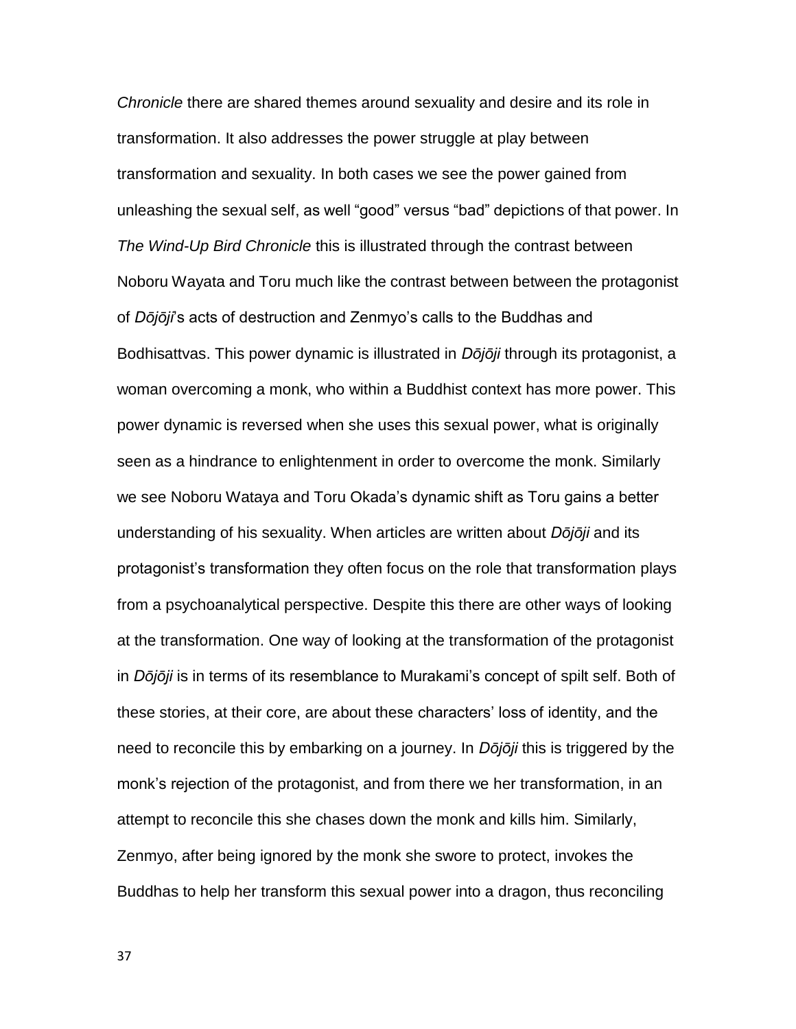*Chronicle* there are shared themes around sexuality and desire and its role in transformation. It also addresses the power struggle at play between transformation and sexuality. In both cases we see the power gained from unleashing the sexual self, as well "good" versus "bad" depictions of that power. In *The Wind-Up Bird Chronicle* this is illustrated through the contrast between Noboru Wayata and Toru much like the contrast between between the protagonist of *Dōjōji*'s acts of destruction and Zenmyo's calls to the Buddhas and Bodhisattvas. This power dynamic is illustrated in *Dōjōji* through its protagonist, a woman overcoming a monk, who within a Buddhist context has more power. This power dynamic is reversed when she uses this sexual power, what is originally seen as a hindrance to enlightenment in order to overcome the monk. Similarly we see Noboru Wataya and Toru Okada's dynamic shift as Toru gains a better understanding of his sexuality. When articles are written about *Dōjōji* and its protagonist's transformation they often focus on the role that transformation plays from a psychoanalytical perspective. Despite this there are other ways of looking at the transformation. One way of looking at the transformation of the protagonist in *Dōjōji* is in terms of its resemblance to Murakami's concept of spilt self. Both of these stories, at their core, are about these characters' loss of identity, and the need to reconcile this by embarking on a journey. In *Dōjōji* this is triggered by the monk's rejection of the protagonist, and from there we her transformation, in an attempt to reconcile this she chases down the monk and kills him. Similarly, Zenmyo, after being ignored by the monk she swore to protect, invokes the Buddhas to help her transform this sexual power into a dragon, thus reconciling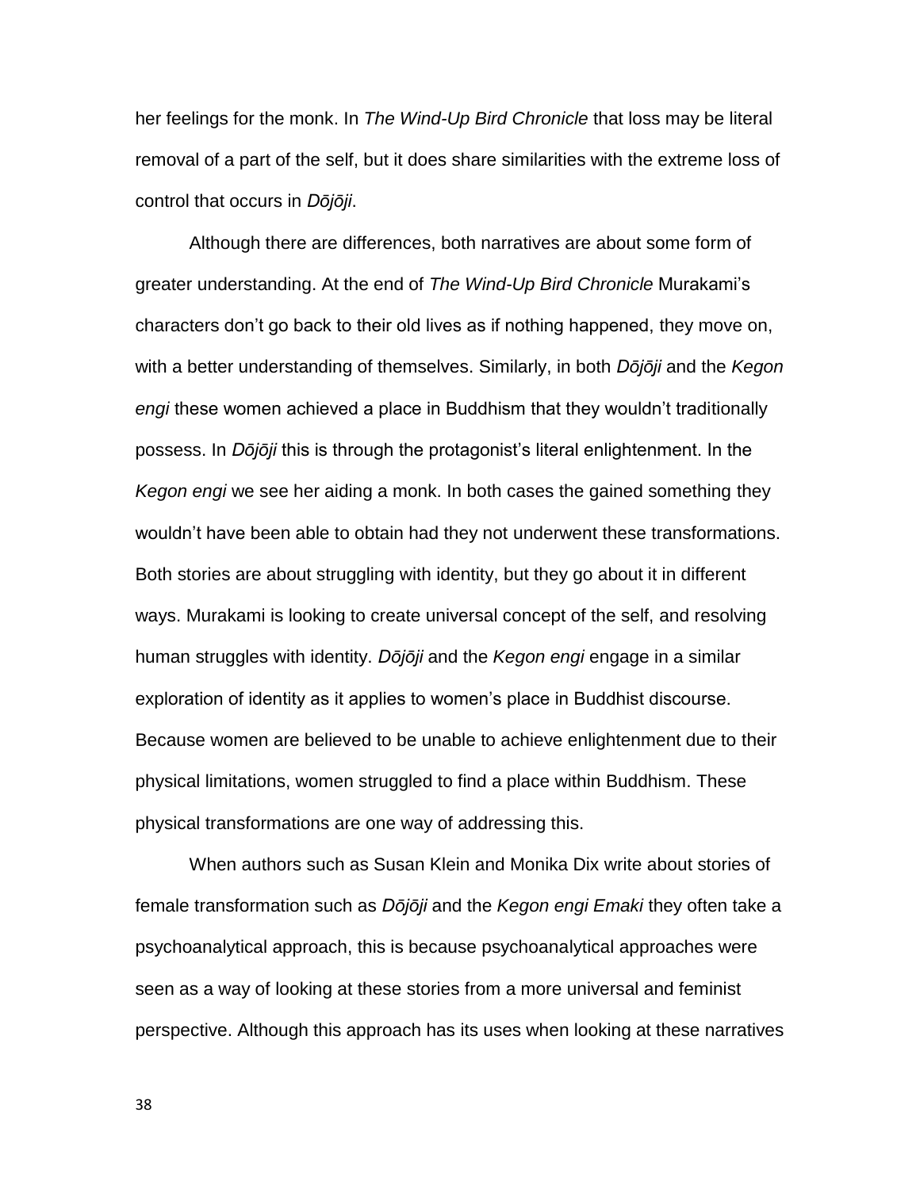her feelings for the monk. In *The Wind-Up Bird Chronicle* that loss may be literal removal of a part of the self, but it does share similarities with the extreme loss of control that occurs in *Dōjōji*.

Although there are differences, both narratives are about some form of greater understanding. At the end of *The Wind-Up Bird Chronicle* Murakami's characters don't go back to their old lives as if nothing happened, they move on, with a better understanding of themselves. Similarly, in both *Dōjōji* and the *Kegon engi* these women achieved a place in Buddhism that they wouldn't traditionally possess. In *Dōjōji* this is through the protagonist's literal enlightenment. In the *Kegon engi* we see her aiding a monk. In both cases the gained something they wouldn't have been able to obtain had they not underwent these transformations. Both stories are about struggling with identity, but they go about it in different ways. Murakami is looking to create universal concept of the self, and resolving human struggles with identity. *Dōjōji* and the *Kegon engi* engage in a similar exploration of identity as it applies to women's place in Buddhist discourse. Because women are believed to be unable to achieve enlightenment due to their physical limitations, women struggled to find a place within Buddhism. These physical transformations are one way of addressing this.

When authors such as Susan Klein and Monika Dix write about stories of female transformation such as *Dōjōji* and the *Kegon engi Emaki* they often take a psychoanalytical approach, this is because psychoanalytical approaches were seen as a way of looking at these stories from a more universal and feminist perspective. Although this approach has its uses when looking at these narratives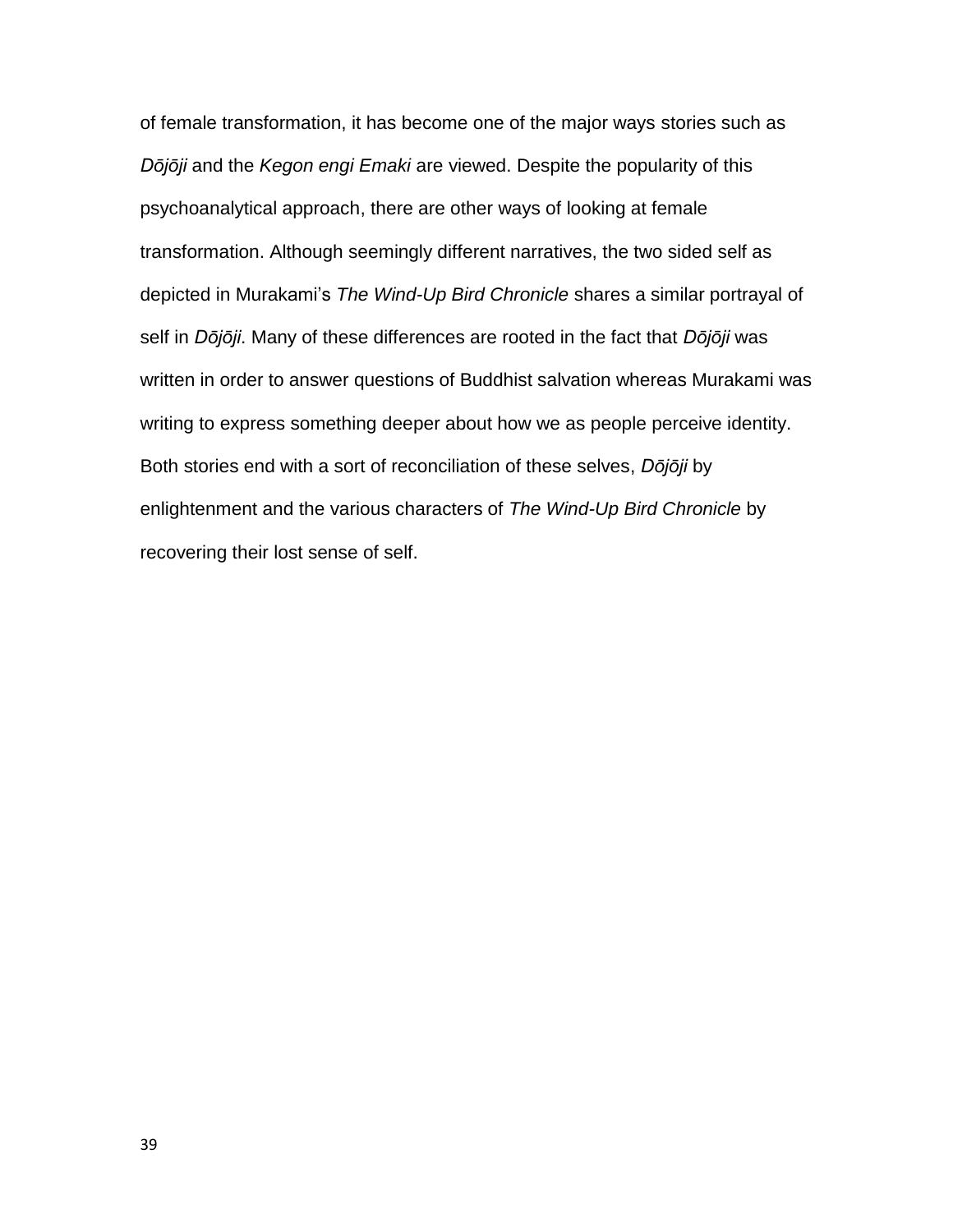of female transformation, it has become one of the major ways stories such as *Dōjōji* and the *Kegon engi Emaki* are viewed. Despite the popularity of this psychoanalytical approach, there are other ways of looking at female transformation. Although seemingly different narratives, the two sided self as depicted in Murakami's *The Wind-Up Bird Chronicle* shares a similar portrayal of self in *Dōjōji*. Many of these differences are rooted in the fact that *Dōjōji* was written in order to answer questions of Buddhist salvation whereas Murakami was writing to express something deeper about how we as people perceive identity. Both stories end with a sort of reconciliation of these selves, *Dōjōji* by enlightenment and the various characters of *The Wind-Up Bird Chronicle* by recovering their lost sense of self.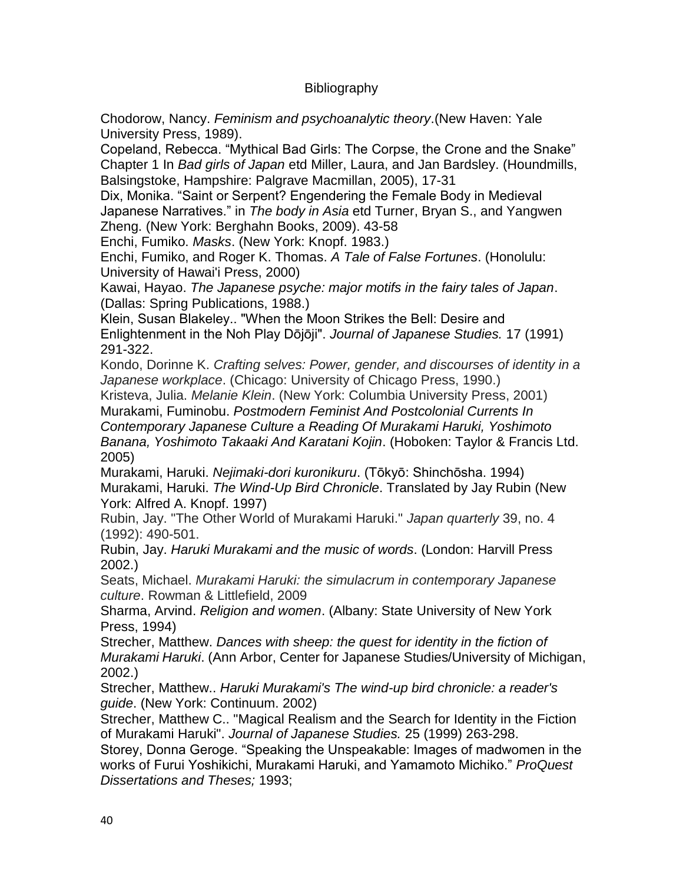# Bibliography

Chodorow, Nancy. *Feminism and psychoanalytic theory*.(New Haven: Yale University Press, 1989).

Copeland, Rebecca. "Mythical Bad Girls: The Corpse, the Crone and the Snake" Chapter 1 In *Bad girls of Japan* etd Miller, Laura, and Jan Bardsley. (Houndmills, Balsingstoke, Hampshire: Palgrave Macmillan, 2005), 17-31

Dix, Monika. "Saint or Serpent? Engendering the Female Body in Medieval Japanese Narratives." in *The body in Asia* etd Turner, Bryan S., and Yangwen Zheng. (New York: Berghahn Books, 2009). 43-58

Enchi, Fumiko. *Masks*. (New York: Knopf. 1983.)

Enchi, Fumiko, and Roger K. Thomas. *A Tale of False Fortunes*. (Honolulu: University of Hawai'i Press, 2000)

Kawai, Hayao. *The Japanese psyche: major motifs in the fairy tales of Japan*. (Dallas: Spring Publications, 1988.)

Klein, Susan Blakeley.. "When the Moon Strikes the Bell: Desire and Enlightenment in the Noh Play Dōjōji". *Journal of Japanese Studies.* 17 (1991) 291-322.

Kondo, Dorinne K. *Crafting selves: Power, gender, and discourses of identity in a Japanese workplace*. (Chicago: University of Chicago Press, 1990.)

Kristeva, Julia. *Melanie Klein*. (New York: Columbia University Press, 2001)

Murakami, Fuminobu. *Postmodern Feminist And Postcolonial Currents In Contemporary Japanese Culture a Reading Of Murakami Haruki, Yoshimoto Banana, Yoshimoto Takaaki And Karatani Kojin*. (Hoboken: Taylor & Francis Ltd. 2005)

Murakami, Haruki. *Nejimaki-dori kuronikuru*. (Tōkyō: Shinchōsha. 1994)

Murakami, Haruki. *The Wind-Up Bird Chronicle*. Translated by Jay Rubin (New York: Alfred A. Knopf. 1997)

Rubin, Jay. "The Other World of Murakami Haruki." *Japan quarterly* 39, no. 4 (1992): 490-501.

Rubin, Jay. *Haruki Murakami and the music of words*. (London: Harvill Press 2002.)

Seats, Michael. *Murakami Haruki: the simulacrum in contemporary Japanese culture*. Rowman & Littlefield, 2009

Sharma, Arvind. *Religion and women*. (Albany: State University of New York Press, 1994)

Strecher, Matthew. *Dances with sheep: the quest for identity in the fiction of Murakami Haruki*. (Ann Arbor, Center for Japanese Studies/University of Michigan, 2002.)

Strecher, Matthew.. *Haruki Murakami's The wind-up bird chronicle: a reader's guide*. (New York: Continuum. 2002)

Strecher, Matthew C.. "Magical Realism and the Search for Identity in the Fiction of Murakami Haruki". *Journal of Japanese Studies.* 25 (1999) 263-298.

Storey, Donna Geroge. "Speaking the Unspeakable: Images of madwomen in the works of Furui Yoshikichi, Murakami Haruki, and Yamamoto Michiko." *ProQuest Dissertations and Theses;* 1993;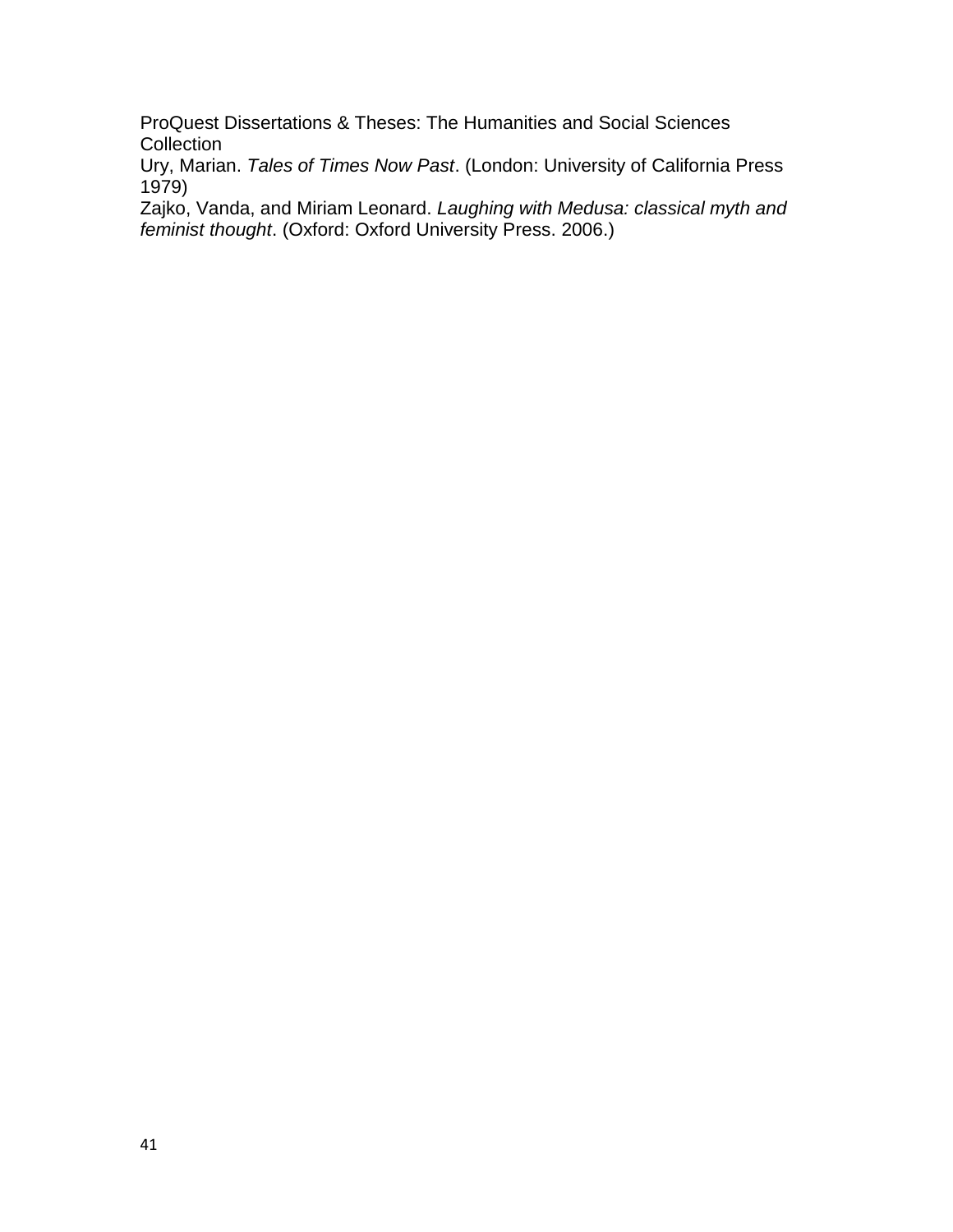ProQuest Dissertations & Theses: The Humanities and Social Sciences Collection

Ury, Marian. *Tales of Times Now Past*. (London: University of California Press 1979)

Zajko, Vanda, and Miriam Leonard. *Laughing with Medusa: classical myth and feminist thought*. (Oxford: Oxford University Press. 2006.)